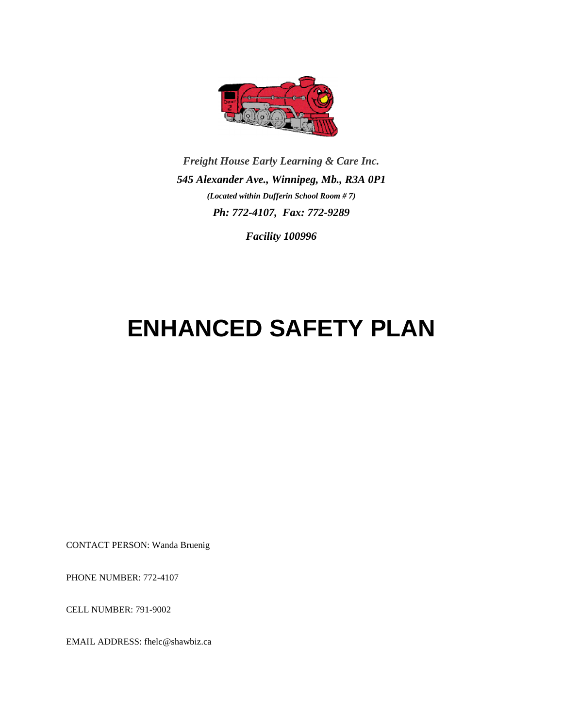*Freight House Early Learning & Care Inc.*

*545 Alexander Ave., Winnipeg, Mb., R3A 0P1*

***(Located within Dufferin School Room # 7)***

***Ph: 772-4107, Fax: 772-9289***

***Facility 100996***

# ENHANCED SAFETY PLAN

CONTACT PERSON: Wanda Bruenig

PHONE NUMBER: 772-4107

CELL NUMBER: 791-9002

EMAIL ADDRESS: fhelc@shawbiz.ca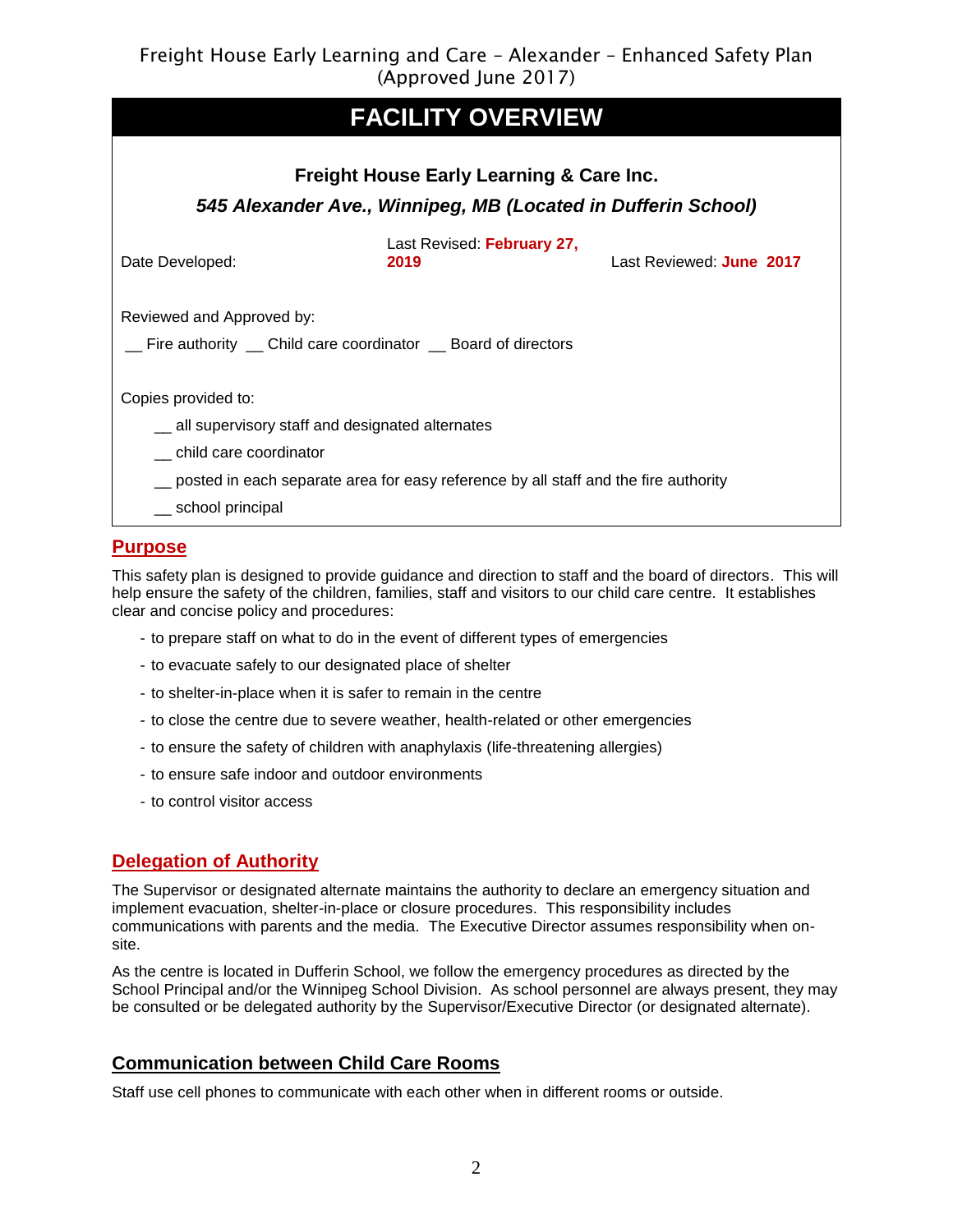# FACILITY OVERVIEW

**Freight House Early Learning & Care Inc.**

***545 Alexander Ave., Winnipeg, MB (Located in Dufferin School)***

Date Developed: Last Revised: **February 27, 2019** Last Reviewed: **June 2017**

Reviewed and Approved by:

__ Fire authority __ Child care coordinator __ Board of directors

Copies provided to:

- __ all supervisory staff and designated alternates
- __ child care coordinator
- __ posted in each separate area for easy reference by all staff and the fire authority
- __ school principal

## Purpose

This safety plan is designed to provide guidance and direction to staff and the board of directors. This will help ensure the safety of the children, families, staff and visitors to our child care centre. It establishes clear and concise policy and procedures:

- to prepare staff on what to do in the event of different types of emergencies
- to evacuate safely to our designated place of shelter
- to shelter-in-place when it is safer to remain in the centre
- to close the centre due to severe weather, health-related or other emergencies
- to ensure the safety of children with anaphylaxis (life-threatening allergies)
- to ensure safe indoor and outdoor environments
- to control visitor access

## Delegation of Authority

The Supervisor or designated alternate maintains the authority to declare an emergency situation and implement evacuation, shelter-in-place or closure procedures. This responsibility includes communications with parents and the media. The Executive Director assumes responsibility when on-site.

As the centre is located in Dufferin School, we follow the emergency procedures as directed by the School Principal and/or the Winnipeg School Division. As school personnel are always present, they may be consulted or be delegated authority by the Supervisor/Executive Director (or designated alternate).

## Communication between Child Care Rooms

Staff use cell phones to communicate with each other when in different rooms or outside.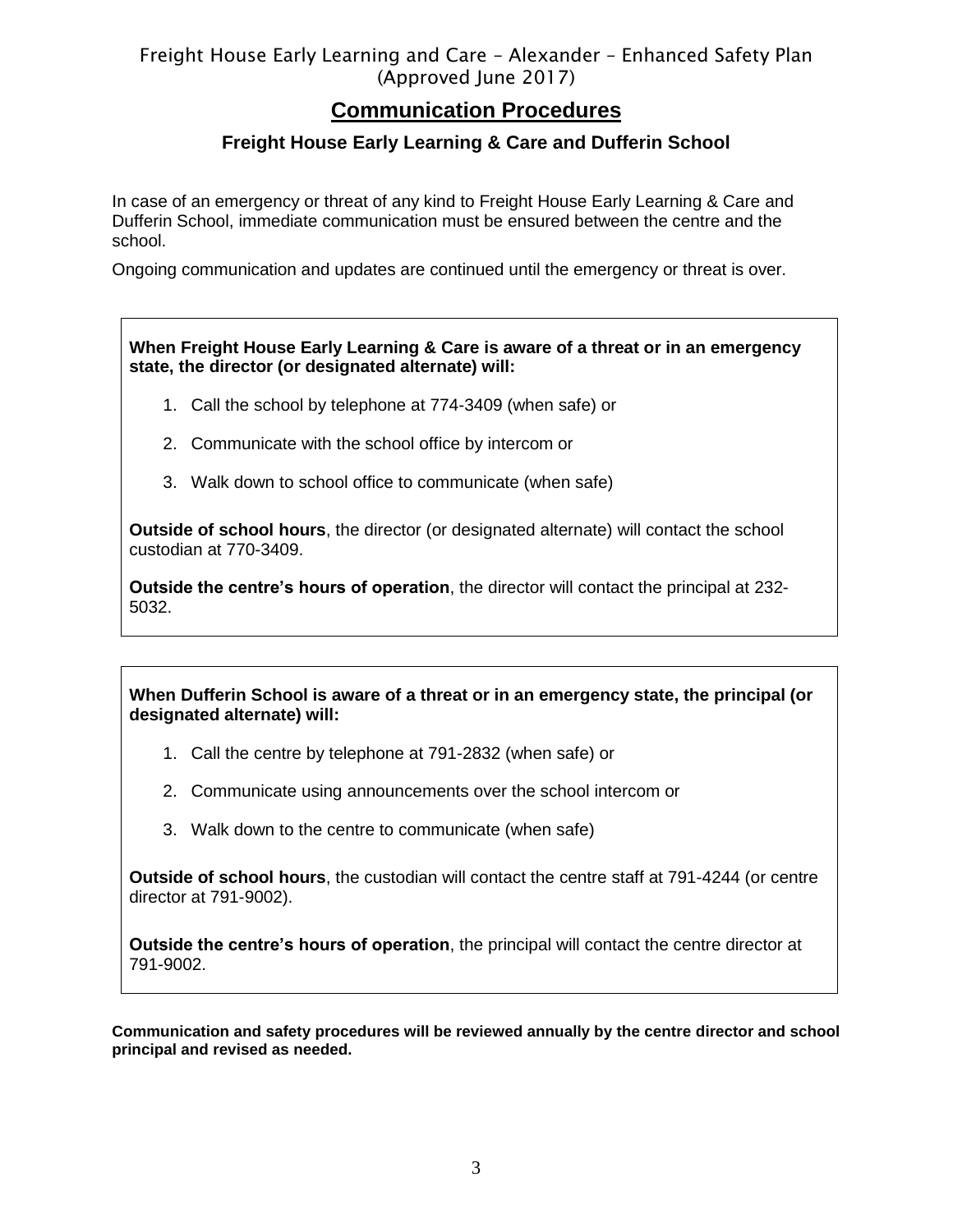## Communication Procedures

### Freight House Early Learning & Care and Dufferin School

In case of an emergency or threat of any kind to Freight House Early Learning & Care and Dufferin School, immediate communication must be ensured between the centre and the school.

Ongoing communication and updates are continued until the emergency or threat is over.

**When Freight House Early Learning & Care is aware of a threat or in an emergency state, the director (or designated alternate) will:**

1. Call the school by telephone at 774-3409 (when safe) or
2. Communicate with the school office by intercom or
3. Walk down to school office to communicate (when safe)

**Outside of school hours**, the director (or designated alternate) will contact the school custodian at 770-3409.

**Outside the centre's hours of operation**, the director will contact the principal at 232-5032.

**When Dufferin School is aware of a threat or in an emergency state, the principal (or designated alternate) will:**

1. Call the centre by telephone at 791-2832 (when safe) or
2. Communicate using announcements over the school intercom or
3. Walk down to the centre to communicate (when safe)

**Outside of school hours**, the custodian will contact the centre staff at 791-4244 (or centre director at 791-9002).

**Outside the centre's hours of operation**, the principal will contact the centre director at 791-9002.

**Communication and safety procedures will be reviewed annually by the centre director and school principal and revised as needed.**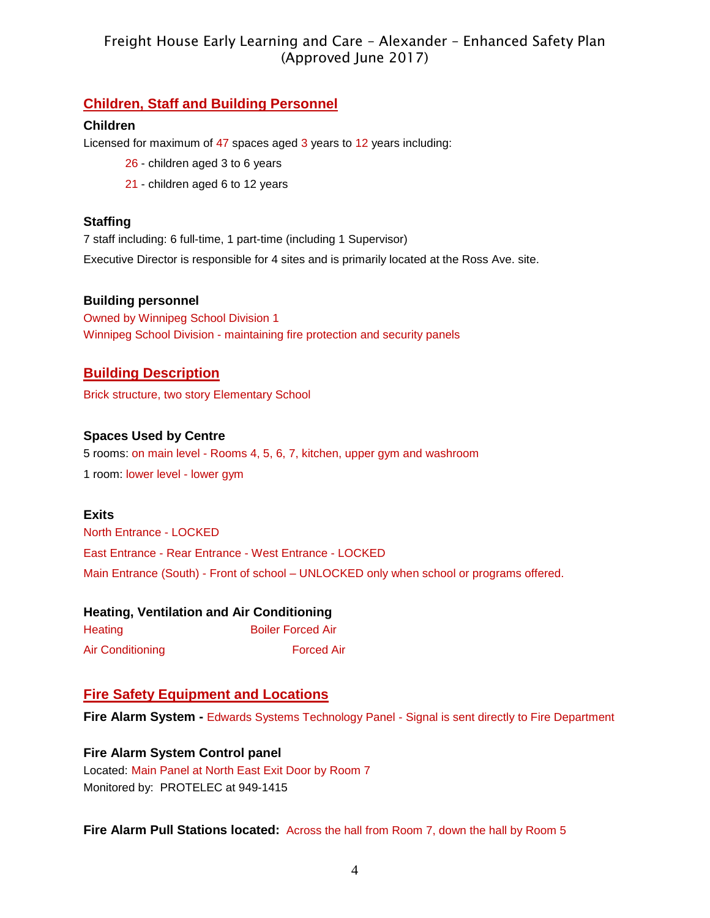## Children, Staff and Building Personnel

### Children

Licensed for maximum of 47 spaces aged 3 years to 12 years including:

- 26 - children aged 3 to 6 years
- 21 - children aged 6 to 12 years

### Staffing

7 staff including: 6 full-time, 1 part-time (including 1 Supervisor)

Executive Director is responsible for 4 sites and is primarily located at the Ross Ave. site.

### Building personnel

Owned by Winnipeg School Division 1

Winnipeg School Division - maintaining fire protection and security panels

## Building Description

Brick structure, two story Elementary School

### Spaces Used by Centre

5 rooms: on main level - Rooms 4, 5, 6, 7, kitchen, upper gym and washroom

1 room: lower level - lower gym

### Exits

North Entrance - LOCKED

East Entrance - Rear Entrance - West Entrance - LOCKED

Main Entrance (South) - Front of school – UNLOCKED only when school or programs offered.

### Heating, Ventilation and Air Conditioning

| | |
|---|---|
| Heating | Boiler Forced Air |
| Air Conditioning | Forced Air |

## Fire Safety Equipment and Locations

**Fire Alarm System -** Edwards Systems Technology Panel - Signal is sent directly to Fire Department

**Fire Alarm System Control panel**

Located: Main Panel at North East Exit Door by Room 7

Monitored by: PROTELEC at 949-1415

**Fire Alarm Pull Stations located:** Across the hall from Room 7, down the hall by Room 5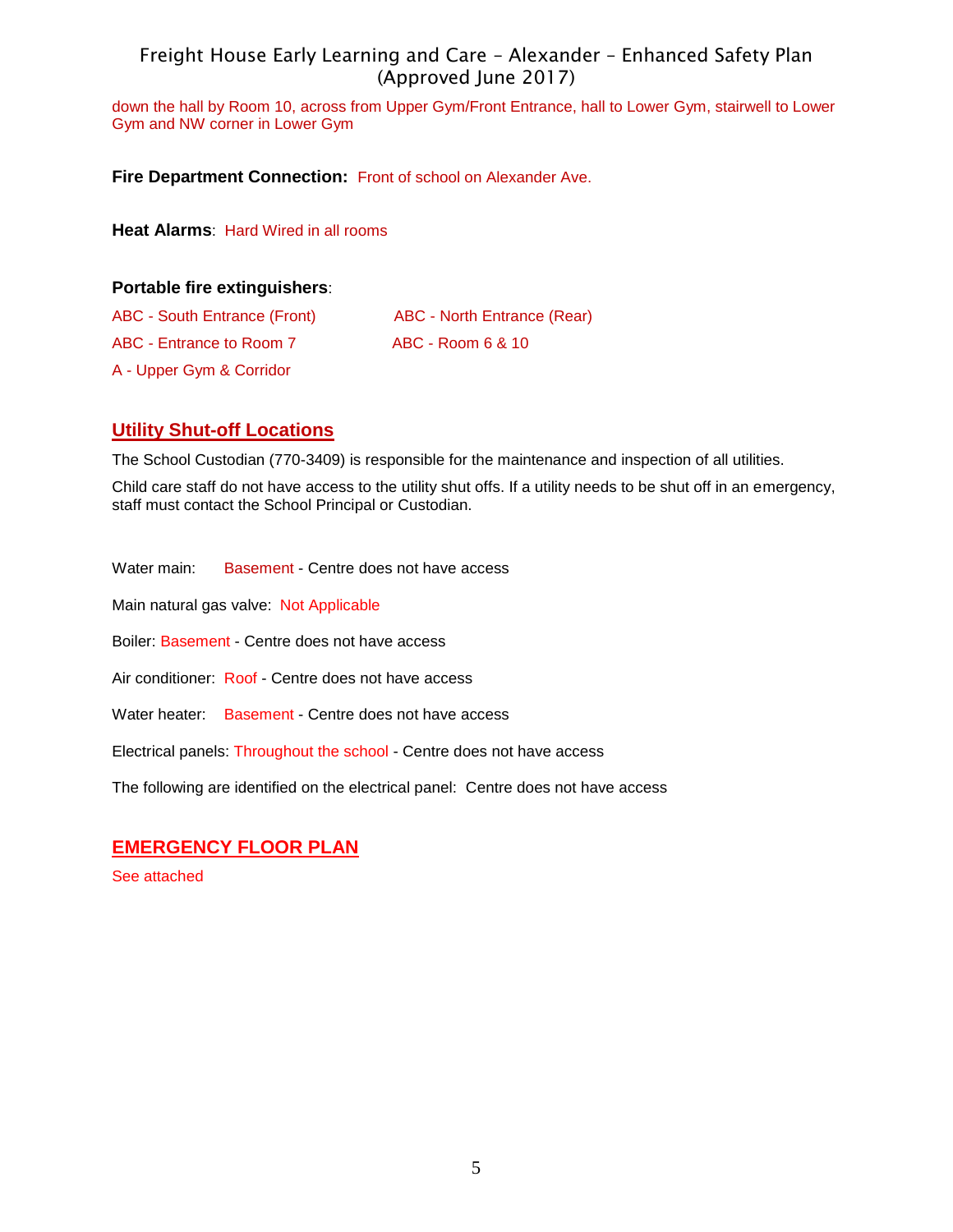down the hall by Room 10, across from Upper Gym/Front Entrance, hall to Lower Gym, stairwell to Lower Gym and NW corner in Lower Gym

**Fire Department Connection:** Front of school on Alexander Ave.

**Heat Alarms**: Hard Wired in all rooms

**Portable fire extinguishers**:

ABC - South Entrance (Front)

ABC - North Entrance (Rear)

ABC - Entrance to Room 7

ABC - Room 6 & 10

A - Upper Gym & Corridor

## Utility Shut-off Locations

The School Custodian (770-3409) is responsible for the maintenance and inspection of all utilities.

Child care staff do not have access to the utility shut offs. If a utility needs to be shut off in an emergency, staff must contact the School Principal or Custodian.

Water main: Basement - Centre does not have access

Main natural gas valve: Not Applicable

Boiler: Basement - Centre does not have access

Air conditioner: Roof - Centre does not have access

Water heater: Basement - Centre does not have access

Electrical panels: Throughout the school - Centre does not have access

The following are identified on the electrical panel: Centre does not have access

## EMERGENCY FLOOR PLAN

See attached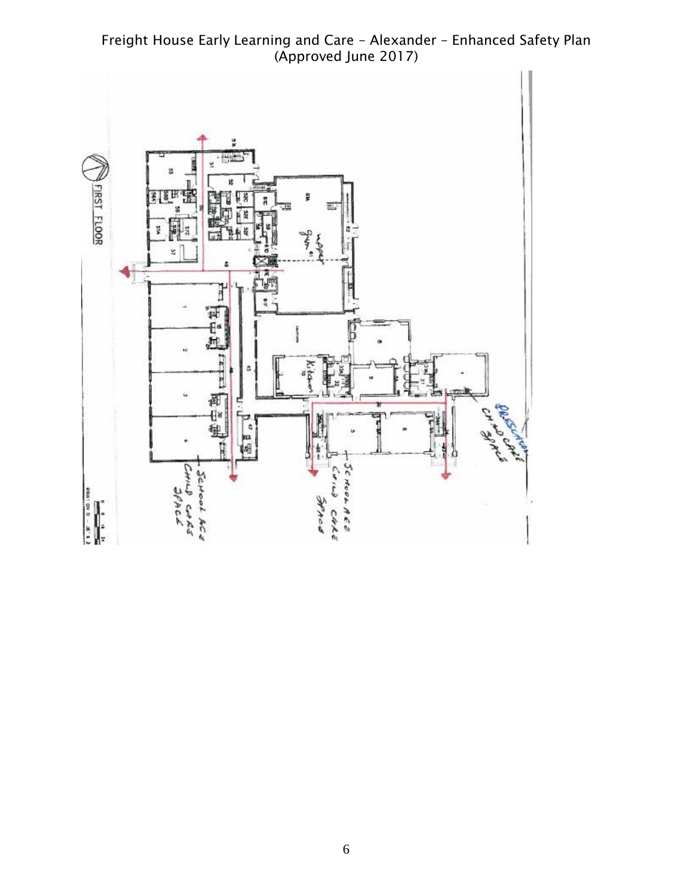FIRST FLOOR

Upper Gym

Kitchen

School Age Child Care Space

School Age Child Care Space

Preschool Child Care Space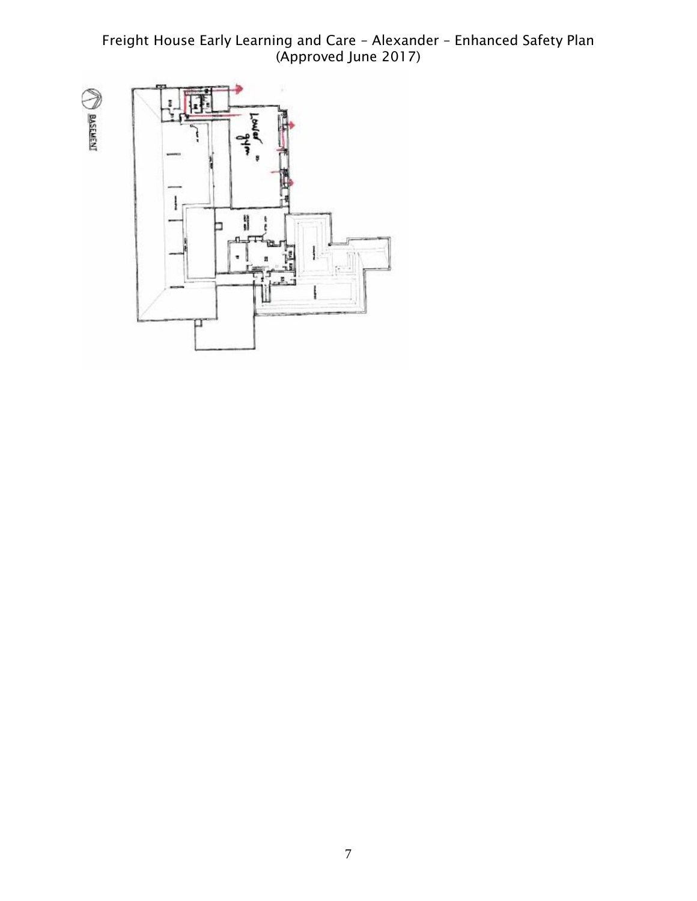BASEMENT

Lower gym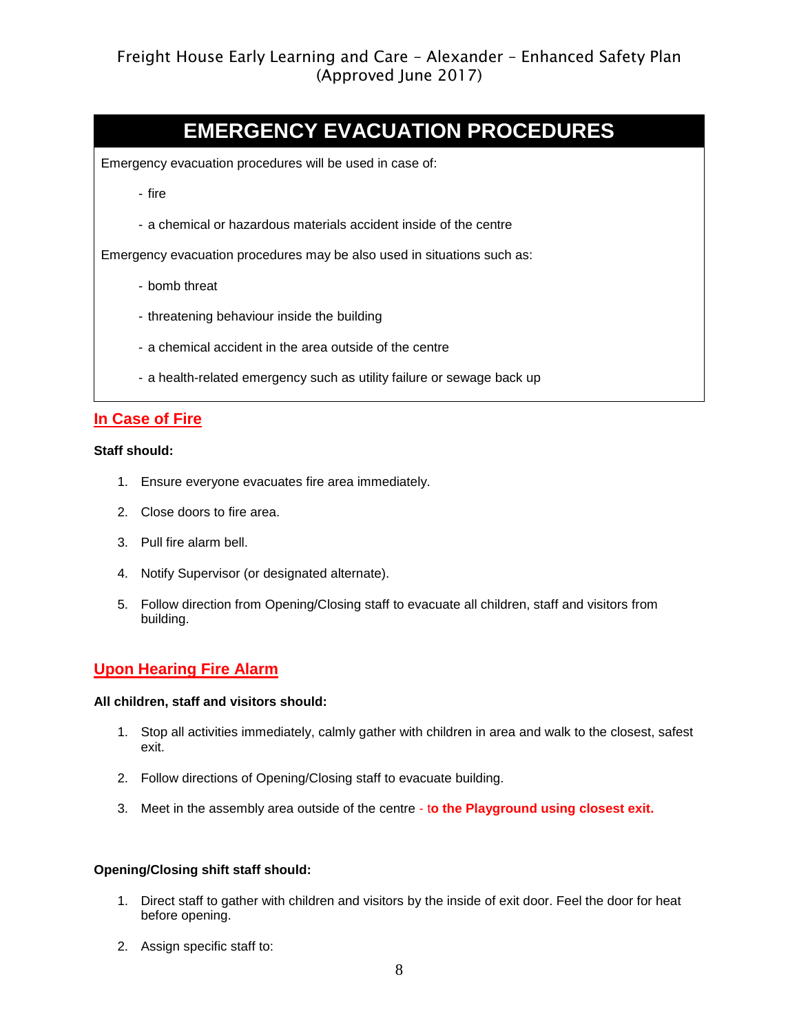# EMERGENCY EVACUATION PROCEDURES

Emergency evacuation procedures will be used in case of:

- fire
- a chemical or hazardous materials accident inside of the centre

Emergency evacuation procedures may be also used in situations such as:

- bomb threat
- threatening behaviour inside the building
- a chemical accident in the area outside of the centre
- a health-related emergency such as utility failure or sewage back up

## In Case of Fire

**Staff should:**

1. Ensure everyone evacuates fire area immediately.
2. Close doors to fire area.
3. Pull fire alarm bell.
4. Notify Supervisor (or designated alternate).
5. Follow direction from Opening/Closing staff to evacuate all children, staff and visitors from building.

## Upon Hearing Fire Alarm

**All children, staff and visitors should:**

1. Stop all activities immediately, calmly gather with children in area and walk to the closest, safest exit.
2. Follow directions of Opening/Closing staff to evacuate building.
3. Meet in the assembly area outside of the centre - t**o the Playground using closest exit.**

**Opening/Closing shift staff should:**

1. Direct staff to gather with children and visitors by the inside of exit door. Feel the door for heat before opening.
2. Assign specific staff to: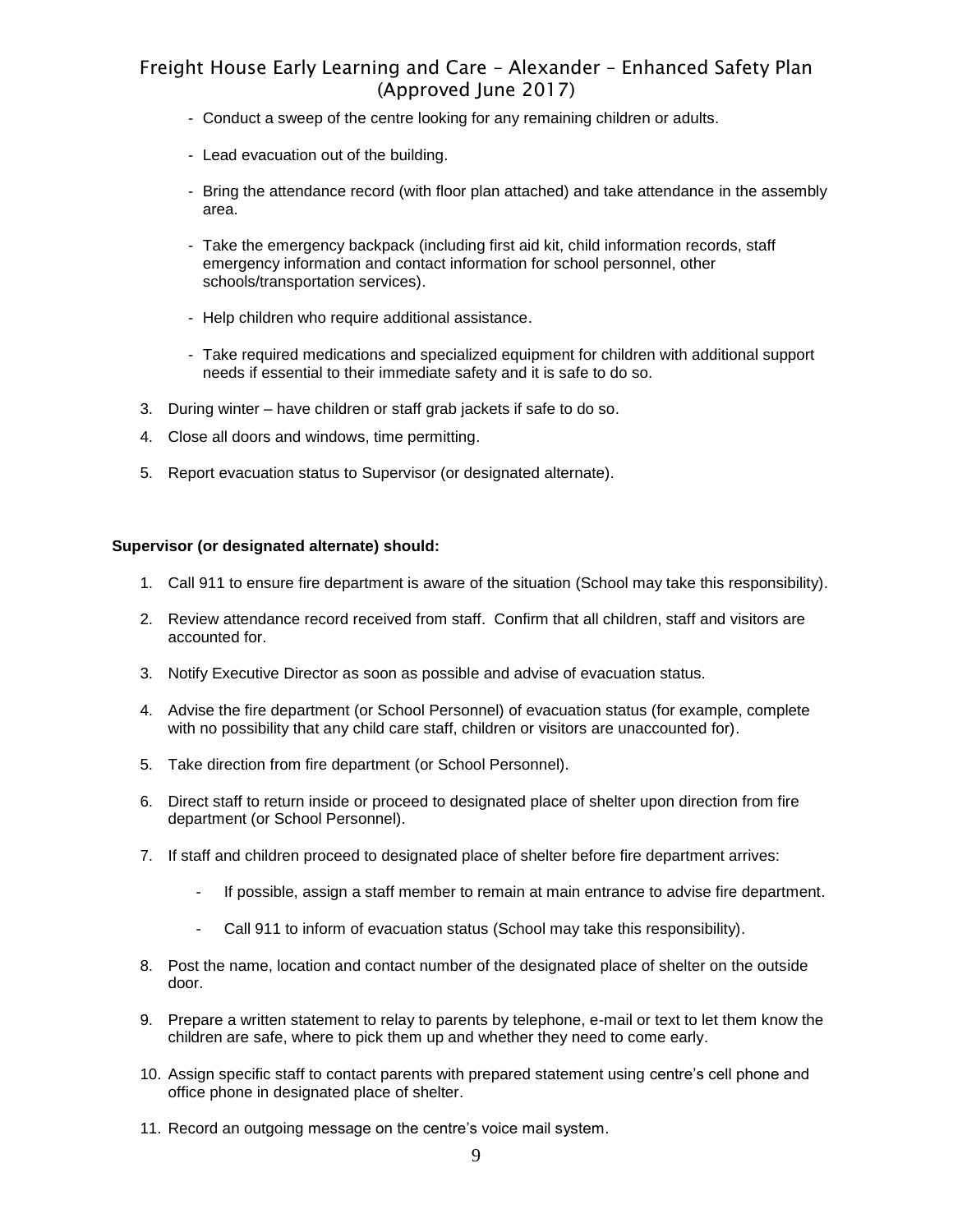- Conduct a sweep of the centre looking for any remaining children or adults.
- Lead evacuation out of the building.
- Bring the attendance record (with floor plan attached) and take attendance in the assembly area.
- Take the emergency backpack (including first aid kit, child information records, staff emergency information and contact information for school personnel, other schools/transportation services).
- Help children who require additional assistance.
- Take required medications and specialized equipment for children with additional support needs if essential to their immediate safety and it is safe to do so.

3. During winter – have children or staff grab jackets if safe to do so.
4. Close all doors and windows, time permitting.
5. Report evacuation status to Supervisor (or designated alternate).

**Supervisor (or designated alternate) should:**

1. Call 911 to ensure fire department is aware of the situation (School may take this responsibility).
2. Review attendance record received from staff. Confirm that all children, staff and visitors are accounted for.
3. Notify Executive Director as soon as possible and advise of evacuation status.
4. Advise the fire department (or School Personnel) of evacuation status (for example, complete with no possibility that any child care staff, children or visitors are unaccounted for).
5. Take direction from fire department (or School Personnel).
6. Direct staff to return inside or proceed to designated place of shelter upon direction from fire department (or School Personnel).
7. If staff and children proceed to designated place of shelter before fire department arrives:
   - If possible, assign a staff member to remain at main entrance to advise fire department.
   - Call 911 to inform of evacuation status (School may take this responsibility).
8. Post the name, location and contact number of the designated place of shelter on the outside door.
9. Prepare a written statement to relay to parents by telephone, e-mail or text to let them know the children are safe, where to pick them up and whether they need to come early.
10. Assign specific staff to contact parents with prepared statement using centre's cell phone and office phone in designated place of shelter.
11. Record an outgoing message on the centre's voice mail system.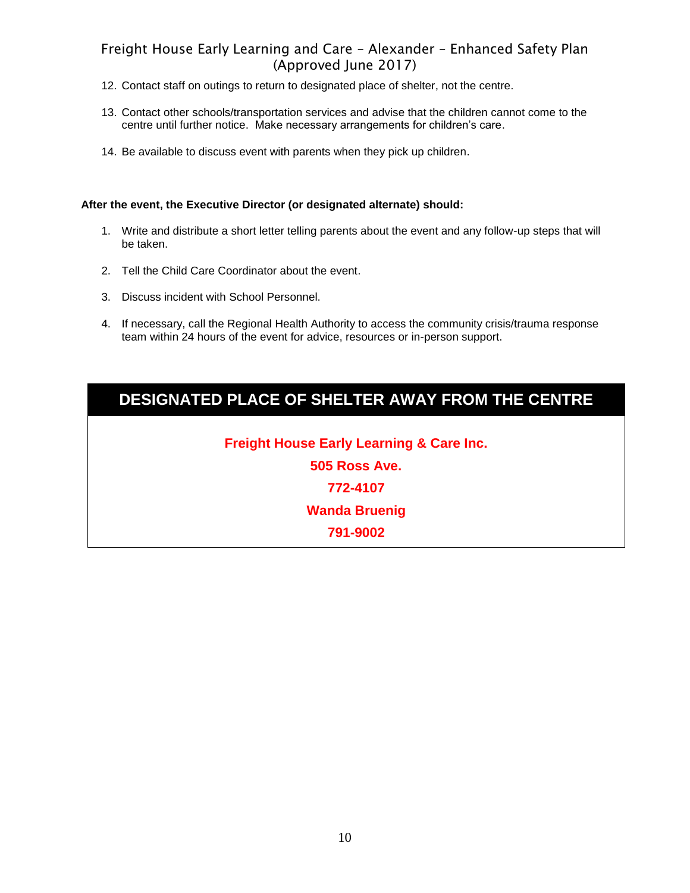12. Contact staff on outings to return to designated place of shelter, not the centre.

13. Contact other schools/transportation services and advise that the children cannot come to the centre until further notice. Make necessary arrangements for children's care.

14. Be available to discuss event with parents when they pick up children.

**After the event, the Executive Director (or designated alternate) should:**

1. Write and distribute a short letter telling parents about the event and any follow-up steps that will be taken.

2. Tell the Child Care Coordinator about the event.

3. Discuss incident with School Personnel.

4. If necessary, call the Regional Health Authority to access the community crisis/trauma response team within 24 hours of the event for advice, resources or in-person support.

## DESIGNATED PLACE OF SHELTER AWAY FROM THE CENTRE

**Freight House Early Learning & Care Inc.**

**505 Ross Ave.**

**772-4107**

**Wanda Bruenig**

**791-9002**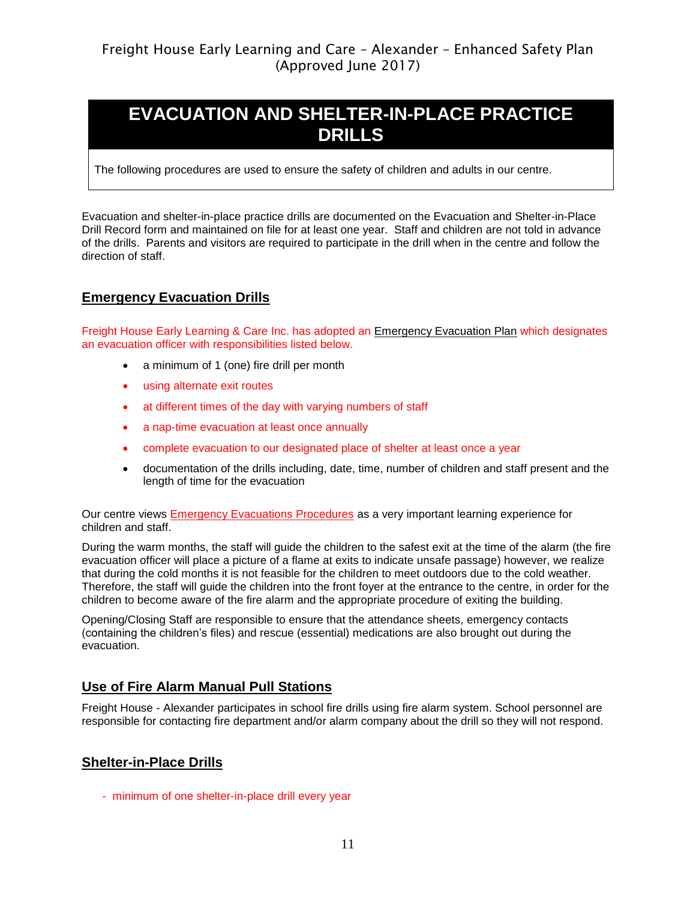# EVACUATION AND SHELTER-IN-PLACE PRACTICE DRILLS

The following procedures are used to ensure the safety of children and adults in our centre.

Evacuation and shelter-in-place practice drills are documented on the Evacuation and Shelter-in-Place Drill Record form and maintained on file for at least one year. Staff and children are not told in advance of the drills. Parents and visitors are required to participate in the drill when in the centre and follow the direction of staff.

## Emergency Evacuation Drills

Freight House Early Learning & Care Inc. has adopted an Emergency Evacuation Plan which designates an evacuation officer with responsibilities listed below.

- a minimum of 1 (one) fire drill per month
- using alternate exit routes
- at different times of the day with varying numbers of staff
- a nap-time evacuation at least once annually
- complete evacuation to our designated place of shelter at least once a year
- documentation of the drills including, date, time, number of children and staff present and the length of time for the evacuation

Our centre views Emergency Evacuations Procedures as a very important learning experience for children and staff.

During the warm months, the staff will guide the children to the safest exit at the time of the alarm (the fire evacuation officer will place a picture of a flame at exits to indicate unsafe passage) however, we realize that during the cold months it is not feasible for the children to meet outdoors due to the cold weather. Therefore, the staff will guide the children into the front foyer at the entrance to the centre, in order for the children to become aware of the fire alarm and the appropriate procedure of exiting the building.

Opening/Closing Staff are responsible to ensure that the attendance sheets, emergency contacts (containing the children's files) and rescue (essential) medications are also brought out during the evacuation.

## Use of Fire Alarm Manual Pull Stations

Freight House - Alexander participates in school fire drills using fire alarm system. School personnel are responsible for contacting fire department and/or alarm company about the drill so they will not respond.

## Shelter-in-Place Drills

- minimum of one shelter-in-place drill every year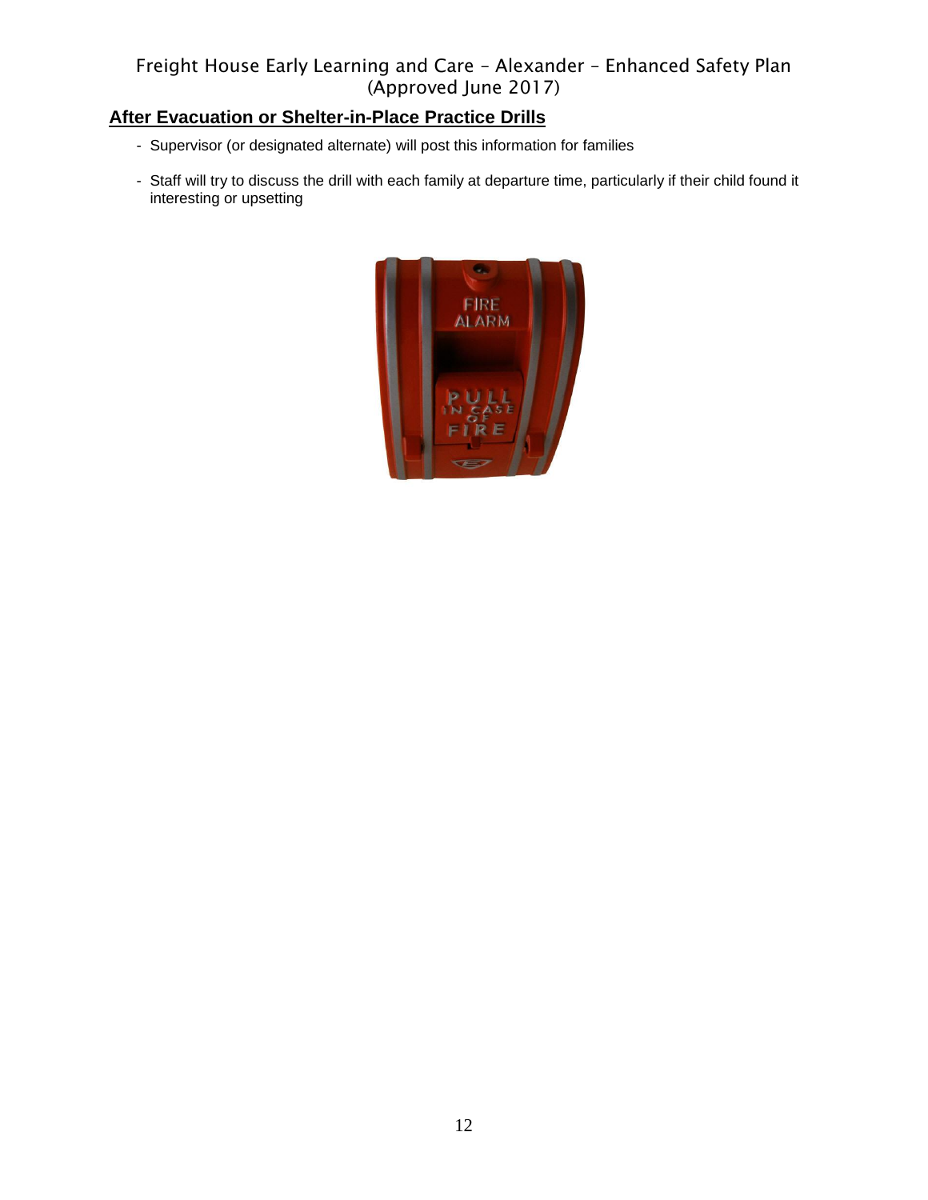## After Evacuation or Shelter-in-Place Practice Drills

- Supervisor (or designated alternate) will post this information for families
- Staff will try to discuss the drill with each family at departure time, particularly if their child found it interesting or upsetting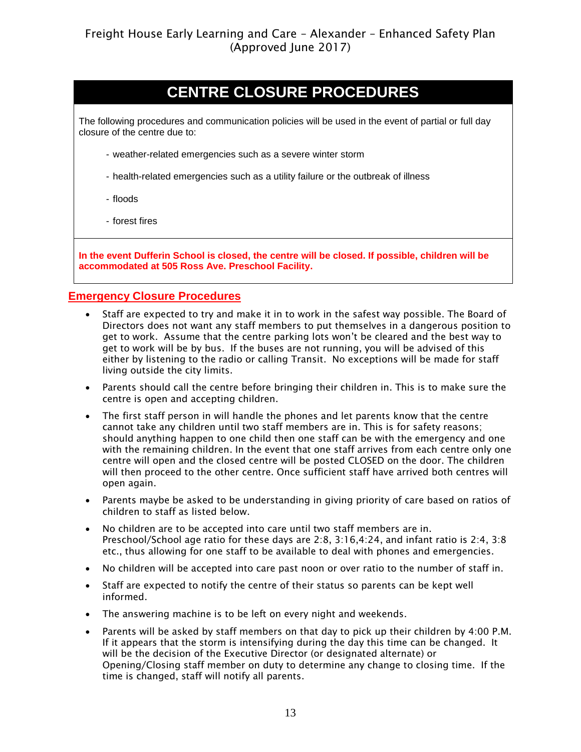# CENTRE CLOSURE PROCEDURES

The following procedures and communication policies will be used in the event of partial or full day closure of the centre due to:

- weather-related emergencies such as a severe winter storm
- health-related emergencies such as a utility failure or the outbreak of illness
- floods
- forest fires

**In the event Dufferin School is closed, the centre will be closed. If possible, children will be accommodated at 505 Ross Ave. Preschool Facility.**

## Emergency Closure Procedures

- Staff are expected to try and make it in to work in the safest way possible. The Board of Directors does not want any staff members to put themselves in a dangerous position to get to work. Assume that the centre parking lots won't be cleared and the best way to get to work will be by bus. If the buses are not running, you will be advised of this either by listening to the radio or calling Transit. No exceptions will be made for staff living outside the city limits.
- Parents should call the centre before bringing their children in. This is to make sure the centre is open and accepting children.
- The first staff person in will handle the phones and let parents know that the centre cannot take any children until two staff members are in. This is for safety reasons; should anything happen to one child then one staff can be with the emergency and one with the remaining children. In the event that one staff arrives from each centre only one centre will open and the closed centre will be posted CLOSED on the door. The children will then proceed to the other centre. Once sufficient staff have arrived both centres will open again.
- Parents maybe be asked to be understanding in giving priority of care based on ratios of children to staff as listed below.
- No children are to be accepted into care until two staff members are in. Preschool/School age ratio for these days are 2:8, 3:16,4:24, and infant ratio is 2:4, 3:8 etc., thus allowing for one staff to be available to deal with phones and emergencies.
- No children will be accepted into care past noon or over ratio to the number of staff in.
- Staff are expected to notify the centre of their status so parents can be kept well informed.
- The answering machine is to be left on every night and weekends.
- Parents will be asked by staff members on that day to pick up their children by 4:00 P.M. If it appears that the storm is intensifying during the day this time can be changed. It will be the decision of the Executive Director (or designated alternate) or Opening/Closing staff member on duty to determine any change to closing time. If the time is changed, staff will notify all parents.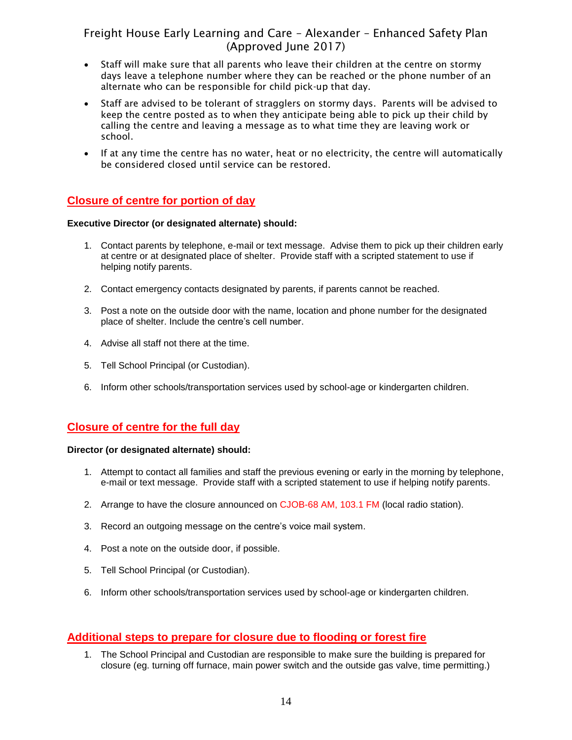- Staff will make sure that all parents who leave their children at the centre on stormy days leave a telephone number where they can be reached or the phone number of an alternate who can be responsible for child pick-up that day.
- Staff are advised to be tolerant of stragglers on stormy days. Parents will be advised to keep the centre posted as to when they anticipate being able to pick up their child by calling the centre and leaving a message as to what time they are leaving work or school.
- If at any time the centre has no water, heat or no electricity, the centre will automatically be considered closed until service can be restored.

## Closure of centre for portion of day

**Executive Director (or designated alternate) should:**

1. Contact parents by telephone, e-mail or text message. Advise them to pick up their children early at centre or at designated place of shelter. Provide staff with a scripted statement to use if helping notify parents.
2. Contact emergency contacts designated by parents, if parents cannot be reached.
3. Post a note on the outside door with the name, location and phone number for the designated place of shelter. Include the centre's cell number.
4. Advise all staff not there at the time.
5. Tell School Principal (or Custodian).
6. Inform other schools/transportation services used by school-age or kindergarten children.

## Closure of centre for the full day

**Director (or designated alternate) should:**

1. Attempt to contact all families and staff the previous evening or early in the morning by telephone, e-mail or text message. Provide staff with a scripted statement to use if helping notify parents.
2. Arrange to have the closure announced on CJOB-68 AM, 103.1 FM (local radio station).
3. Record an outgoing message on the centre's voice mail system.
4. Post a note on the outside door, if possible.
5. Tell School Principal (or Custodian).
6. Inform other schools/transportation services used by school-age or kindergarten children.

## Additional steps to prepare for closure due to flooding or forest fire

1. The School Principal and Custodian are responsible to make sure the building is prepared for closure (eg. turning off furnace, main power switch and the outside gas valve, time permitting.)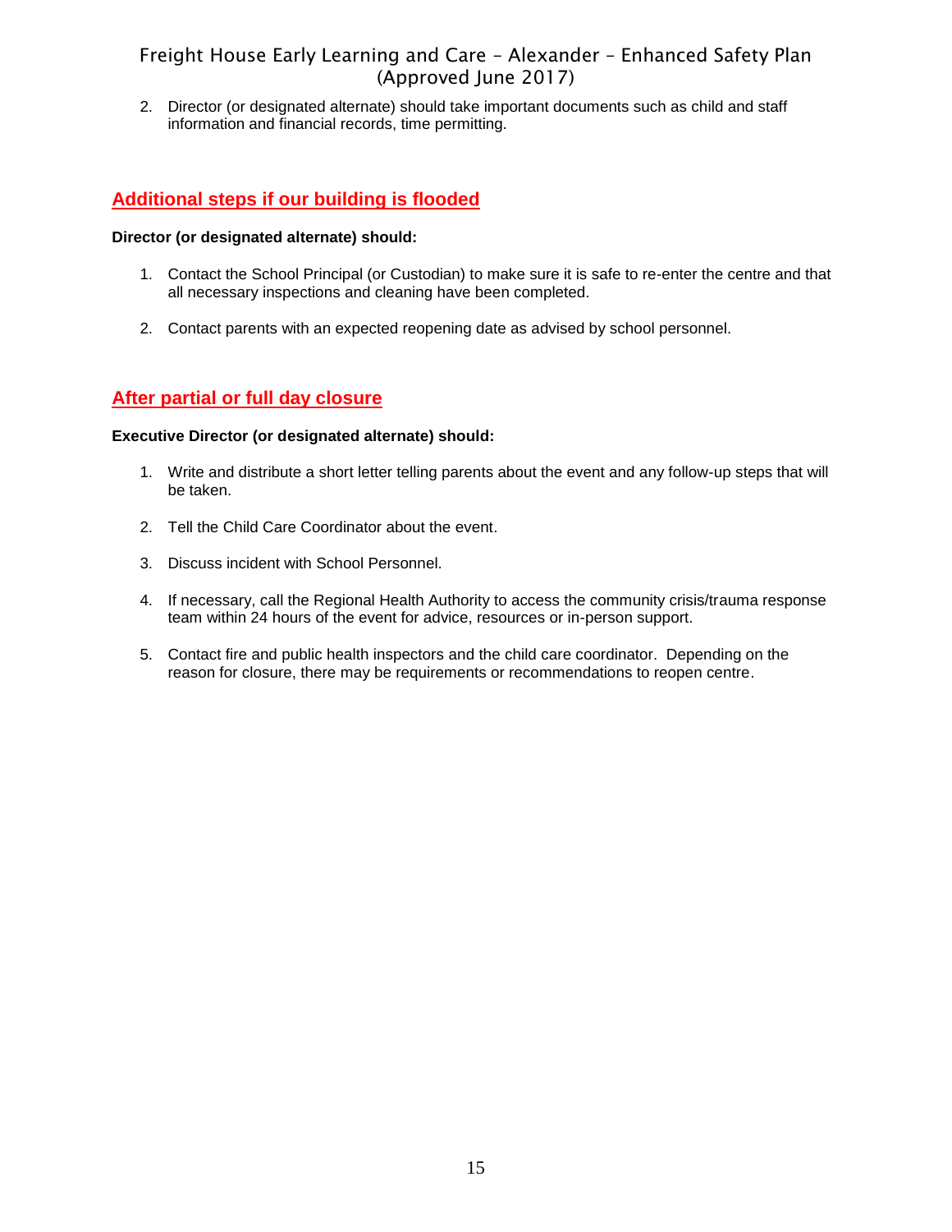2. Director (or designated alternate) should take important documents such as child and staff information and financial records, time permitting.

## Additional steps if our building is flooded

**Director (or designated alternate) should:**

1. Contact the School Principal (or Custodian) to make sure it is safe to re-enter the centre and that all necessary inspections and cleaning have been completed.

2. Contact parents with an expected reopening date as advised by school personnel.

## After partial or full day closure

**Executive Director (or designated alternate) should:**

1. Write and distribute a short letter telling parents about the event and any follow-up steps that will be taken.

2. Tell the Child Care Coordinator about the event.

3. Discuss incident with School Personnel.

4. If necessary, call the Regional Health Authority to access the community crisis/trauma response team within 24 hours of the event for advice, resources or in-person support.

5. Contact fire and public health inspectors and the child care coordinator. Depending on the reason for closure, there may be requirements or recommendations to reopen centre.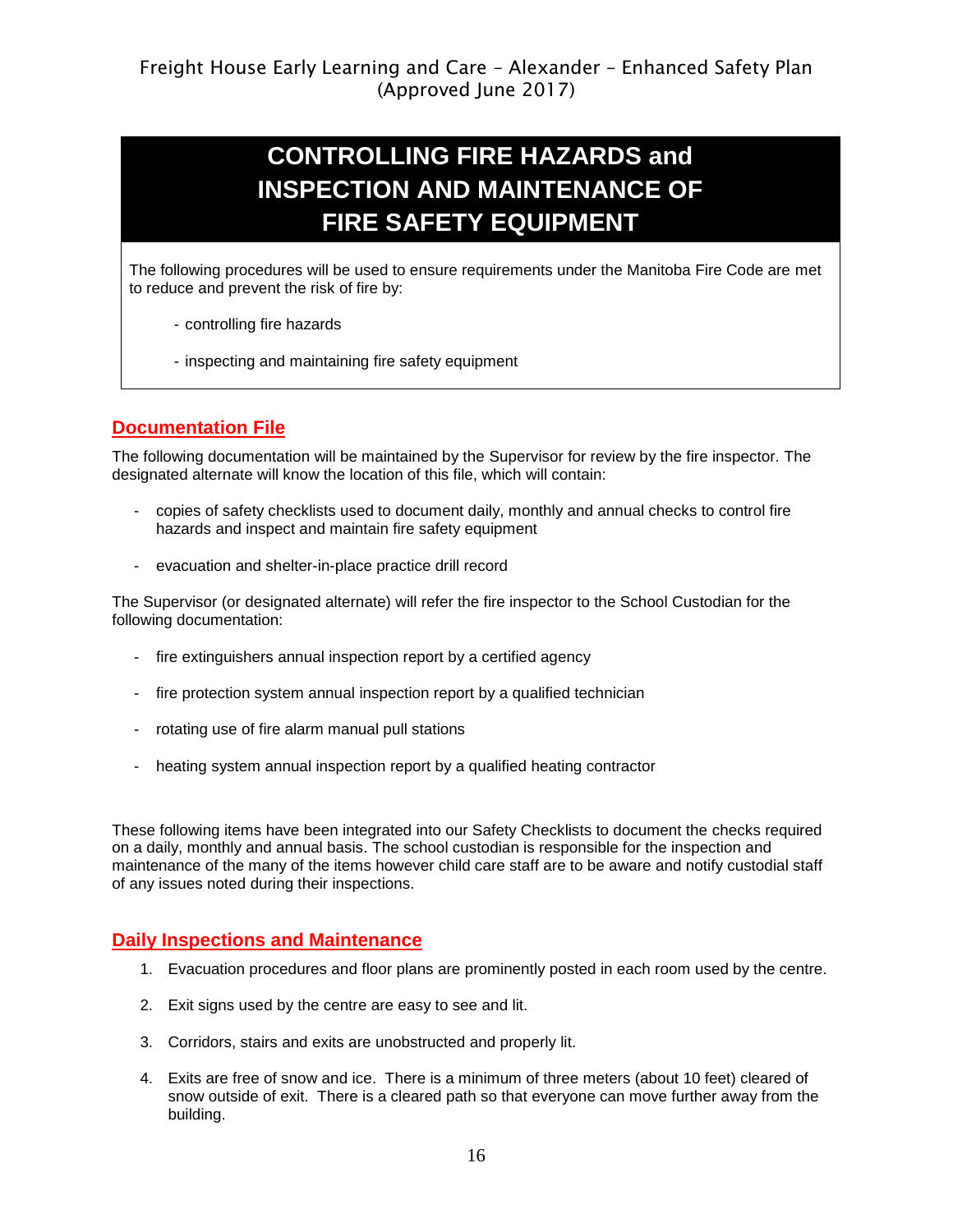# CONTROLLING FIRE HAZARDS and INSPECTION AND MAINTENANCE OF FIRE SAFETY EQUIPMENT

The following procedures will be used to ensure requirements under the Manitoba Fire Code are met to reduce and prevent the risk of fire by:

- controlling fire hazards
- inspecting and maintaining fire safety equipment

## Documentation File

The following documentation will be maintained by the Supervisor for review by the fire inspector. The designated alternate will know the location of this file, which will contain:

- copies of safety checklists used to document daily, monthly and annual checks to control fire hazards and inspect and maintain fire safety equipment
- evacuation and shelter-in-place practice drill record

The Supervisor (or designated alternate) will refer the fire inspector to the School Custodian for the following documentation:

- fire extinguishers annual inspection report by a certified agency
- fire protection system annual inspection report by a qualified technician
- rotating use of fire alarm manual pull stations
- heating system annual inspection report by a qualified heating contractor

These following items have been integrated into our Safety Checklists to document the checks required on a daily, monthly and annual basis. The school custodian is responsible for the inspection and maintenance of the many of the items however child care staff are to be aware and notify custodial staff of any issues noted during their inspections.

## Daily Inspections and Maintenance

1. Evacuation procedures and floor plans are prominently posted in each room used by the centre.
2. Exit signs used by the centre are easy to see and lit.
3. Corridors, stairs and exits are unobstructed and properly lit.
4. Exits are free of snow and ice. There is a minimum of three meters (about 10 feet) cleared of snow outside of exit. There is a cleared path so that everyone can move further away from the building.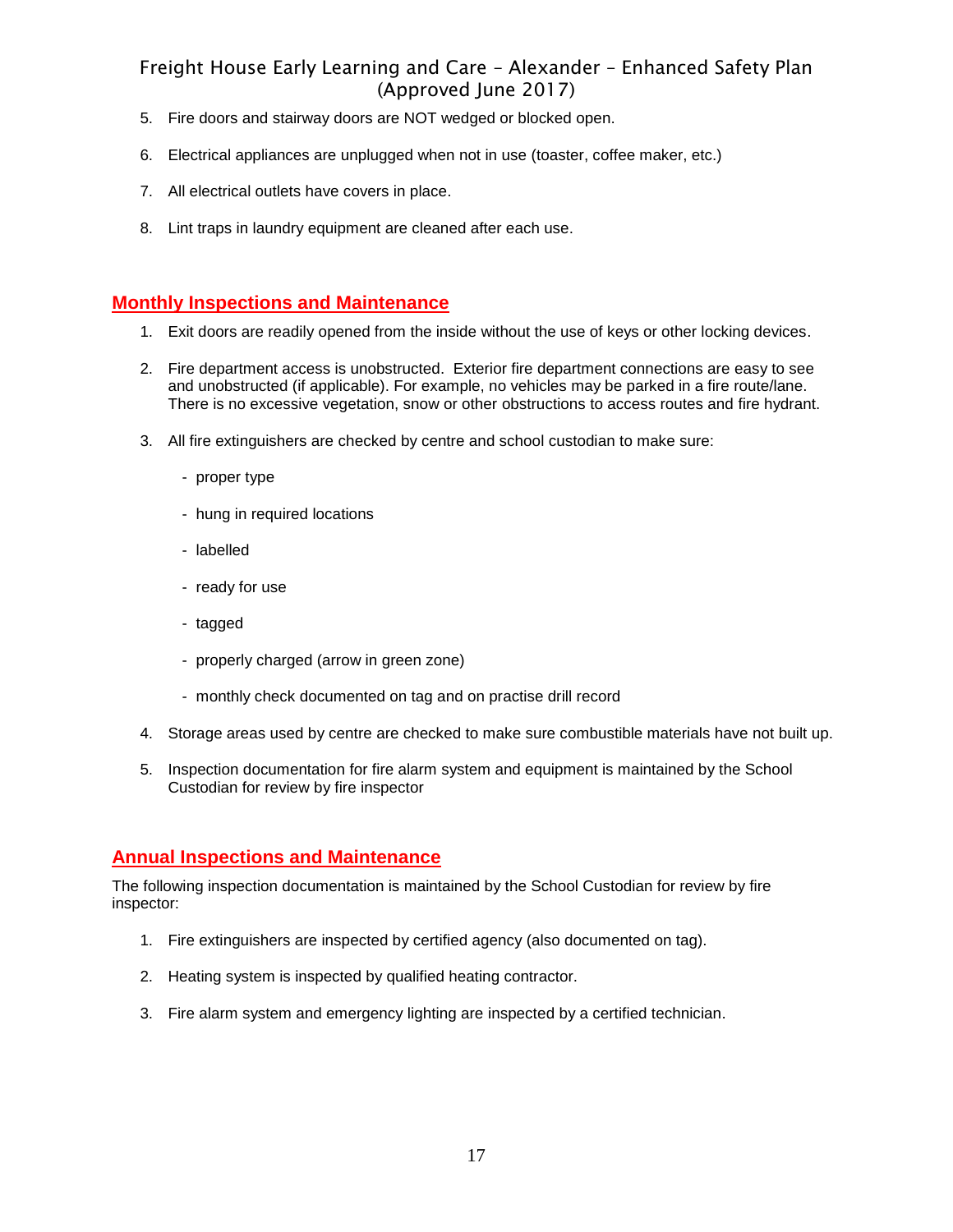5. Fire doors and stairway doors are NOT wedged or blocked open.

6. Electrical appliances are unplugged when not in use (toaster, coffee maker, etc.)

7. All electrical outlets have covers in place.

8. Lint traps in laundry equipment are cleaned after each use.

## Monthly Inspections and Maintenance

1. Exit doors are readily opened from the inside without the use of keys or other locking devices.

2. Fire department access is unobstructed. Exterior fire department connections are easy to see and unobstructed (if applicable). For example, no vehicles may be parked in a fire route/lane. There is no excessive vegetation, snow or other obstructions to access routes and fire hydrant.

3. All fire extinguishers are checked by centre and school custodian to make sure:

   - proper type
   - hung in required locations
   - labelled
   - ready for use
   - tagged
   - properly charged (arrow in green zone)
   - monthly check documented on tag and on practise drill record

4. Storage areas used by centre are checked to make sure combustible materials have not built up.

5. Inspection documentation for fire alarm system and equipment is maintained by the School Custodian for review by fire inspector

## Annual Inspections and Maintenance

The following inspection documentation is maintained by the School Custodian for review by fire inspector:

1. Fire extinguishers are inspected by certified agency (also documented on tag).

2. Heating system is inspected by qualified heating contractor.

3. Fire alarm system and emergency lighting are inspected by a certified technician.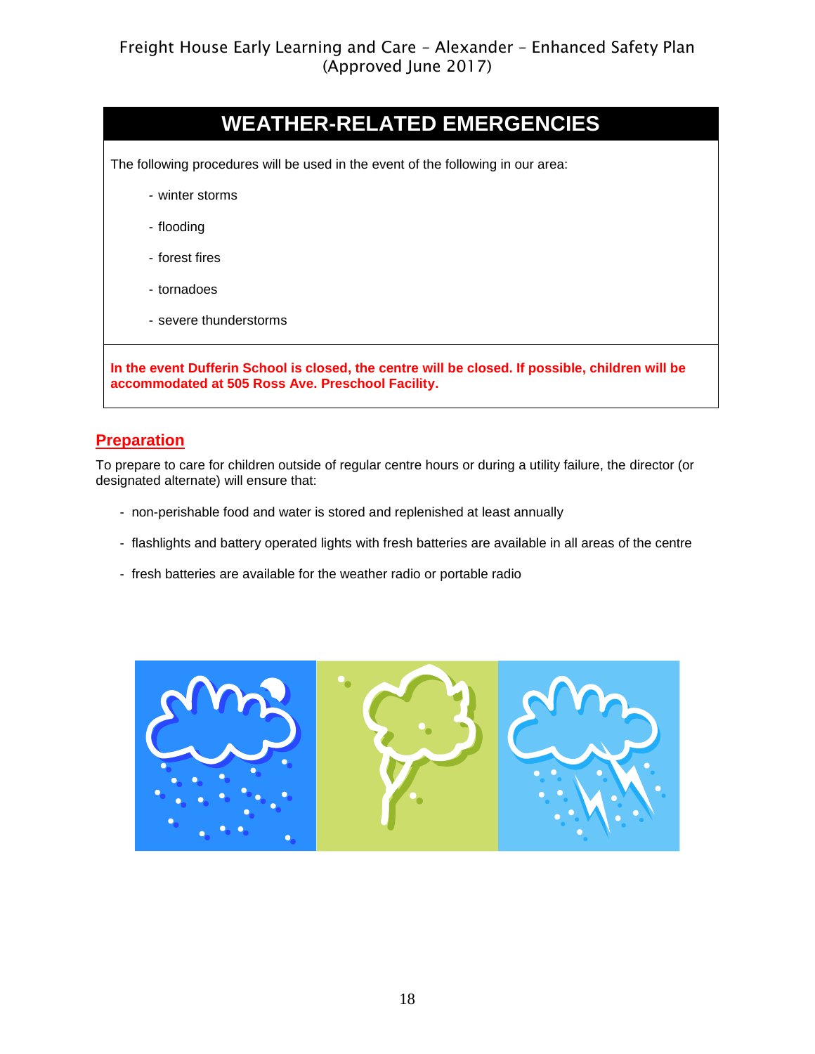## WEATHER-RELATED EMERGENCIES

The following procedures will be used in the event of the following in our area:

- winter storms
- flooding
- forest fires
- tornadoes
- severe thunderstorms

**In the event Dufferin School is closed, the centre will be closed. If possible, children will be accommodated at 505 Ross Ave. Preschool Facility.**

## Preparation

To prepare to care for children outside of regular centre hours or during a utility failure, the director (or designated alternate) will ensure that:

- non-perishable food and water is stored and replenished at least annually
- flashlights and battery operated lights with fresh batteries are available in all areas of the centre
- fresh batteries are available for the weather radio or portable radio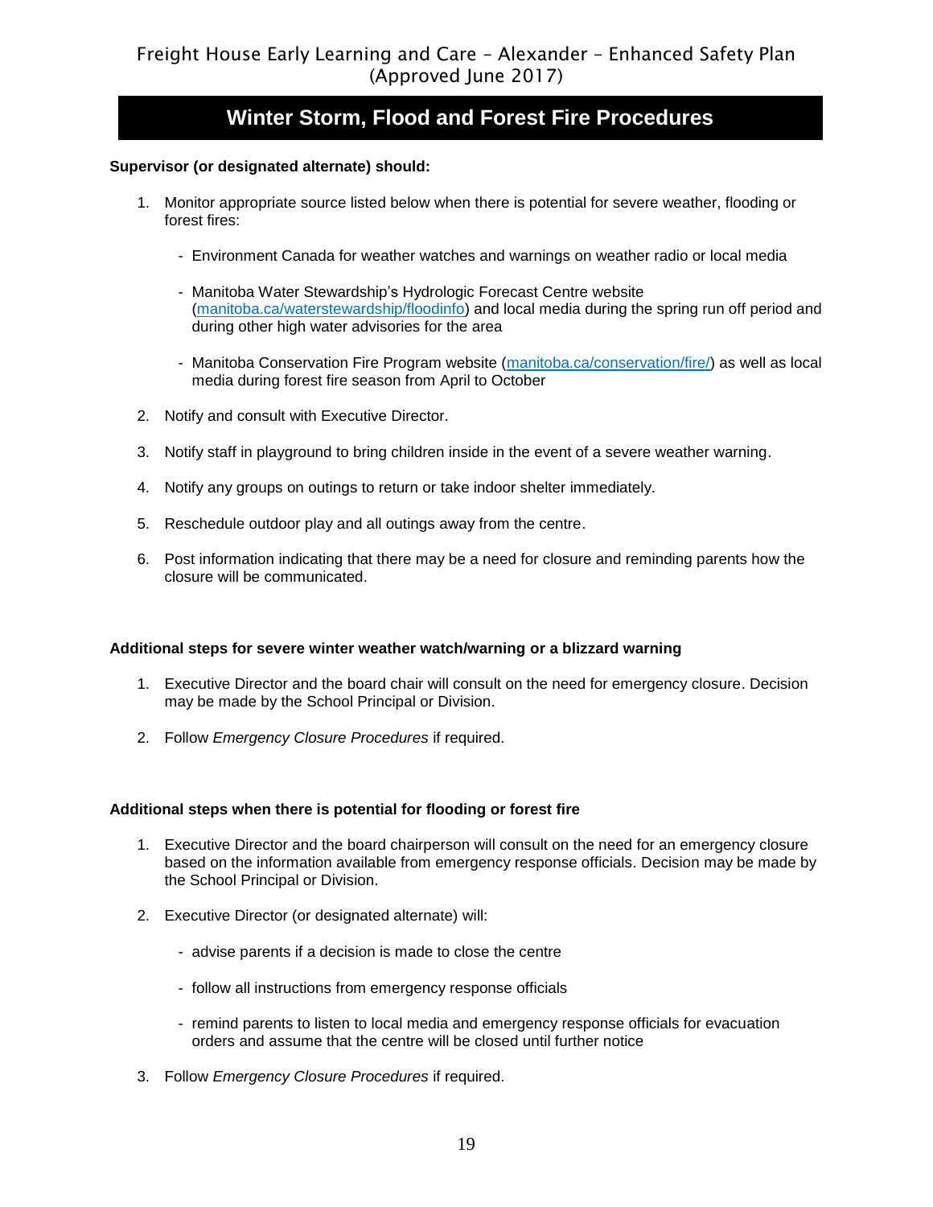## Winter Storm, Flood and Forest Fire Procedures

**Supervisor (or designated alternate) should:**

1. Monitor appropriate source listed below when there is potential for severe weather, flooding or forest fires:
   - Environment Canada for weather watches and warnings on weather radio or local media
   - Manitoba Water Stewardship's Hydrologic Forecast Centre website ([manitoba.ca/waterstewardship/floodinfo](manitoba.ca/waterstewardship/floodinfo)) and local media during the spring run off period and during other high water advisories for the area
   - Manitoba Conservation Fire Program website ([manitoba.ca/conservation/fire/](manitoba.ca/conservation/fire/)) as well as local media during forest fire season from April to October
2. Notify and consult with Executive Director.
3. Notify staff in playground to bring children inside in the event of a severe weather warning.
4. Notify any groups on outings to return or take indoor shelter immediately.
5. Reschedule outdoor play and all outings away from the centre.
6. Post information indicating that there may be a need for closure and reminding parents how the closure will be communicated.

**Additional steps for severe winter weather watch/warning or a blizzard warning**

1. Executive Director and the board chair will consult on the need for emergency closure. Decision may be made by the School Principal or Division.
2. Follow *Emergency Closure Procedures* if required.

**Additional steps when there is potential for flooding or forest fire**

1. Executive Director and the board chairperson will consult on the need for an emergency closure based on the information available from emergency response officials. Decision may be made by the School Principal or Division.
2. Executive Director (or designated alternate) will:
   - advise parents if a decision is made to close the centre
   - follow all instructions from emergency response officials
   - remind parents to listen to local media and emergency response officials for evacuation orders and assume that the centre will be closed until further notice
3. Follow *Emergency Closure Procedures* if required.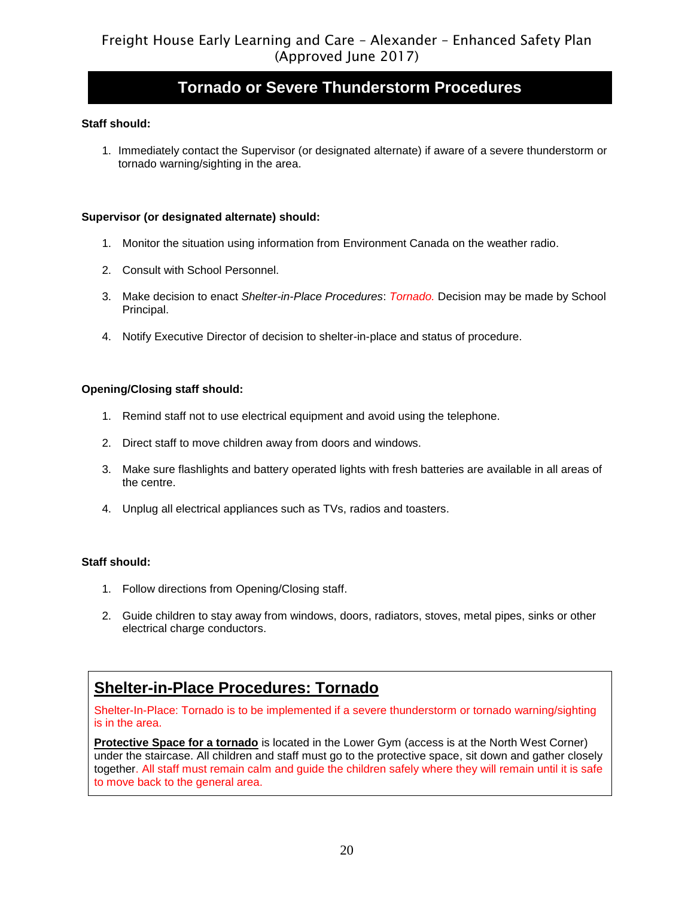## Tornado or Severe Thunderstorm Procedures

**Staff should:**

1. Immediately contact the Supervisor (or designated alternate) if aware of a severe thunderstorm or tornado warning/sighting in the area.

**Supervisor (or designated alternate) should:**

1. Monitor the situation using information from Environment Canada on the weather radio.
2. Consult with School Personnel.
3. Make decision to enact *Shelter-in-Place Procedures*: *Tornado.* Decision may be made by School Principal.
4. Notify Executive Director of decision to shelter-in-place and status of procedure.

**Opening/Closing staff should:**

1. Remind staff not to use electrical equipment and avoid using the telephone.
2. Direct staff to move children away from doors and windows.
3. Make sure flashlights and battery operated lights with fresh batteries are available in all areas of the centre.
4. Unplug all electrical appliances such as TVs, radios and toasters.

**Staff should:**

1. Follow directions from Opening/Closing staff.
2. Guide children to stay away from windows, doors, radiators, stoves, metal pipes, sinks or other electrical charge conductors.

### Shelter-in-Place Procedures: Tornado

Shelter-In-Place: Tornado is to be implemented if a severe thunderstorm or tornado warning/sighting is in the area.

**Protective Space for a tornado** is located in the Lower Gym (access is at the North West Corner) under the staircase. All children and staff must go to the protective space, sit down and gather closely together. All staff must remain calm and guide the children safely where they will remain until it is safe to move back to the general area.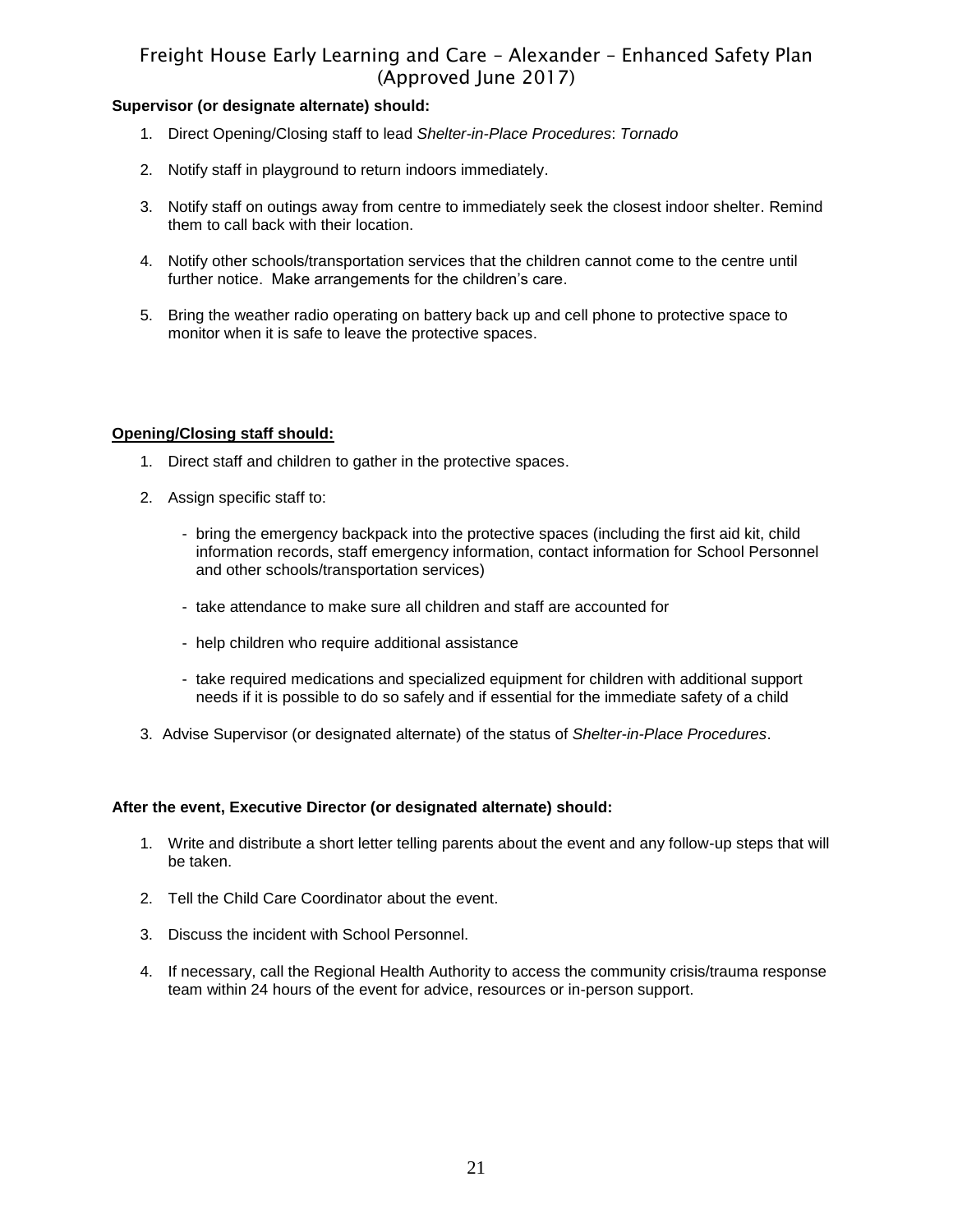**Supervisor (or designate alternate) should:**

1. Direct Opening/Closing staff to lead *Shelter-in-Place Procedures*: *Tornado*
2. Notify staff in playground to return indoors immediately.
3. Notify staff on outings away from centre to immediately seek the closest indoor shelter. Remind them to call back with their location.
4. Notify other schools/transportation services that the children cannot come to the centre until further notice. Make arrangements for the children's care.
5. Bring the weather radio operating on battery back up and cell phone to protective space to monitor when it is safe to leave the protective spaces.

**Opening/Closing staff should:**

1. Direct staff and children to gather in the protective spaces.
2. Assign specific staff to:
   - bring the emergency backpack into the protective spaces (including the first aid kit, child information records, staff emergency information, contact information for School Personnel and other schools/transportation services)
   - take attendance to make sure all children and staff are accounted for
   - help children who require additional assistance
   - take required medications and specialized equipment for children with additional support needs if it is possible to do so safely and if essential for the immediate safety of a child
3. Advise Supervisor (or designated alternate) of the status of *Shelter-in-Place Procedures*.

**After the event, Executive Director (or designated alternate) should:**

1. Write and distribute a short letter telling parents about the event and any follow-up steps that will be taken.
2. Tell the Child Care Coordinator about the event.
3. Discuss the incident with School Personnel.
4. If necessary, call the Regional Health Authority to access the community crisis/trauma response team within 24 hours of the event for advice, resources or in-person support.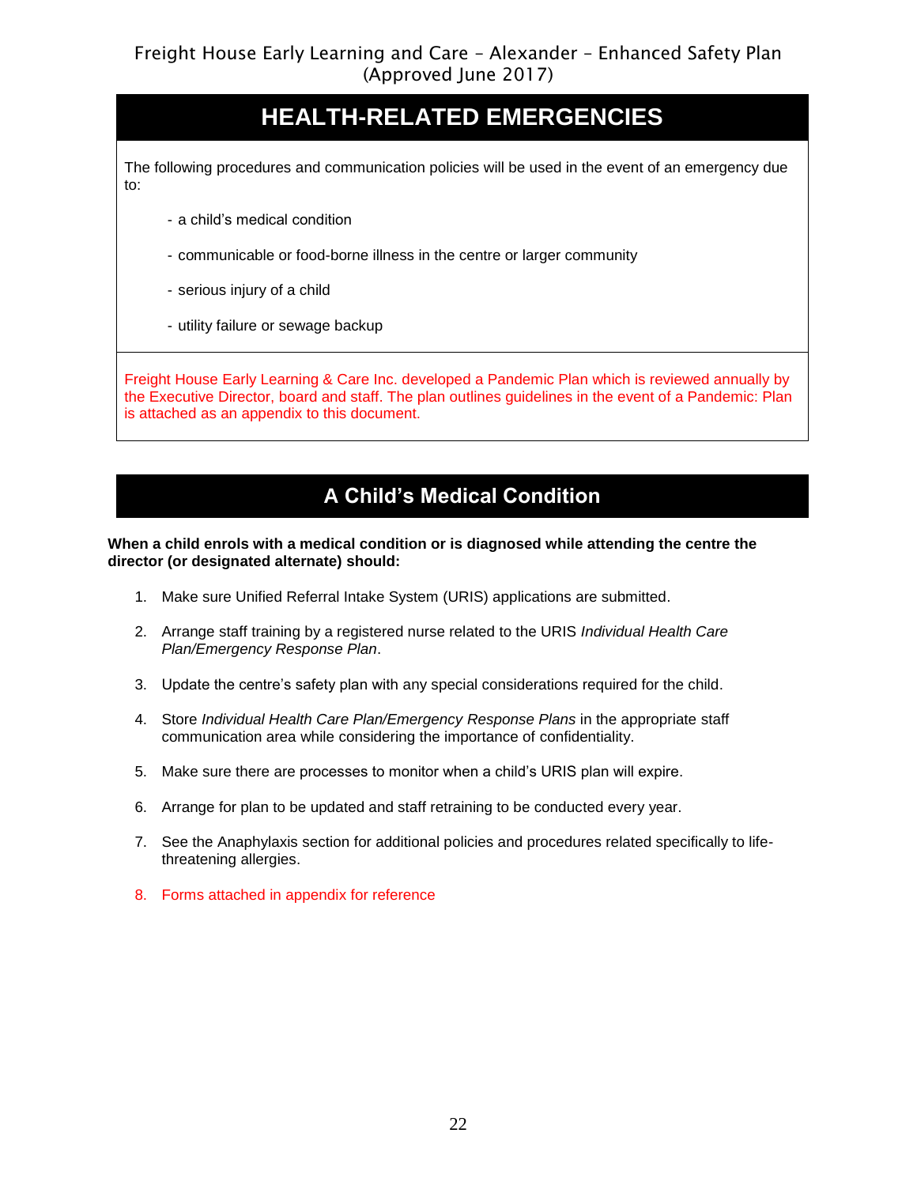## HEALTH-RELATED EMERGENCIES

The following procedures and communication policies will be used in the event of an emergency due to:

- a child's medical condition
- communicable or food-borne illness in the centre or larger community
- serious injury of a child
- utility failure or sewage backup

Freight House Early Learning & Care Inc. developed a Pandemic Plan which is reviewed annually by the Executive Director, board and staff. The plan outlines guidelines in the event of a Pandemic: Plan is attached as an appendix to this document.

## A Child's Medical Condition

**When a child enrols with a medical condition or is diagnosed while attending the centre the director (or designated alternate) should:**

1. Make sure Unified Referral Intake System (URIS) applications are submitted.
2. Arrange staff training by a registered nurse related to the URIS *Individual Health Care Plan/Emergency Response Plan*.
3. Update the centre's safety plan with any special considerations required for the child.
4. Store *Individual Health Care Plan/Emergency Response Plans* in the appropriate staff communication area while considering the importance of confidentiality.
5. Make sure there are processes to monitor when a child's URIS plan will expire.
6. Arrange for plan to be updated and staff retraining to be conducted every year.
7. See the Anaphylaxis section for additional policies and procedures related specifically to life-threatening allergies.
8. Forms attached in appendix for reference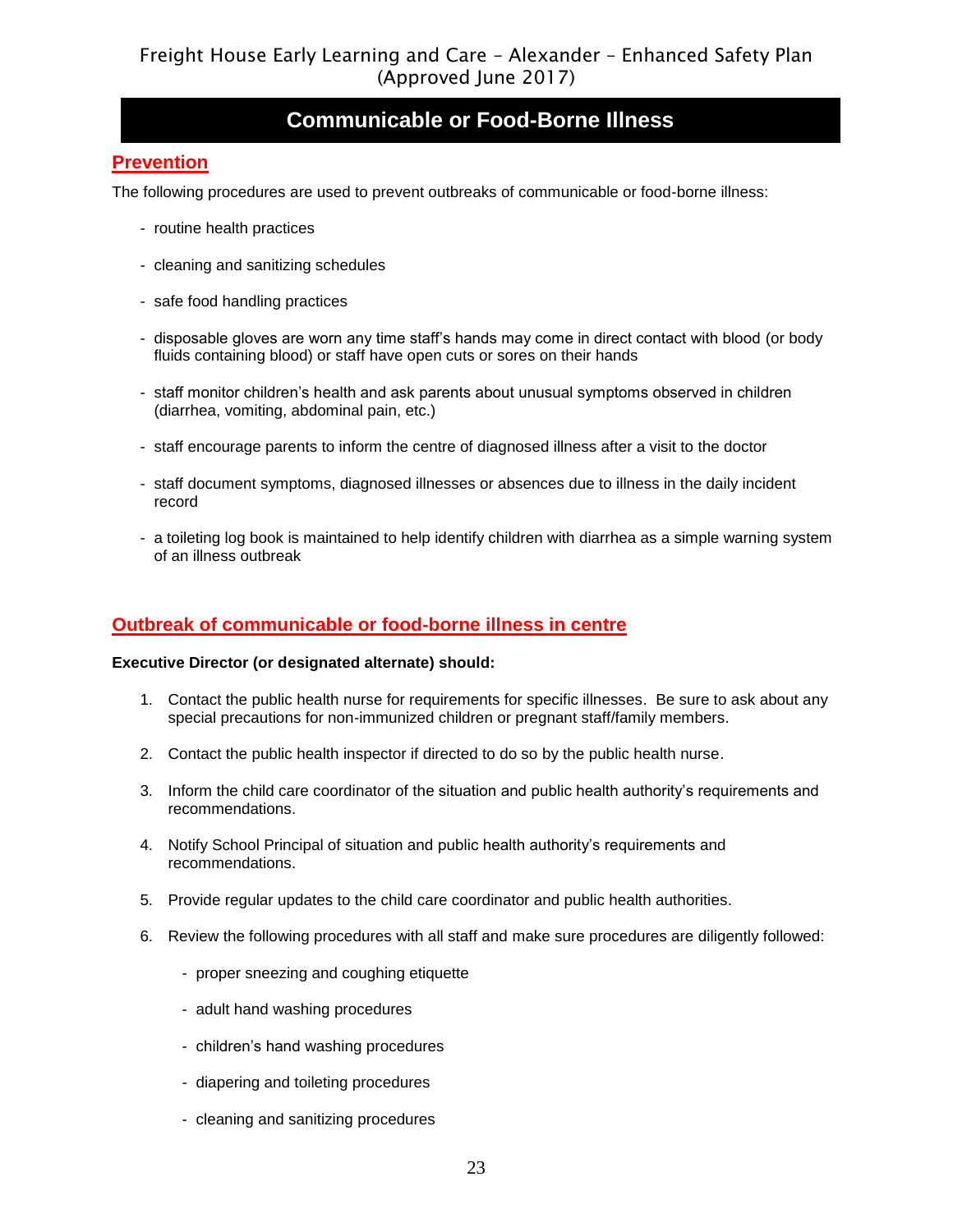# Communicable or Food-Borne Illness

## Prevention

The following procedures are used to prevent outbreaks of communicable or food-borne illness:

- routine health practices
- cleaning and sanitizing schedules
- safe food handling practices
- disposable gloves are worn any time staff's hands may come in direct contact with blood (or body fluids containing blood) or staff have open cuts or sores on their hands
- staff monitor children's health and ask parents about unusual symptoms observed in children (diarrhea, vomiting, abdominal pain, etc.)
- staff encourage parents to inform the centre of diagnosed illness after a visit to the doctor
- staff document symptoms, diagnosed illnesses or absences due to illness in the daily incident record
- a toileting log book is maintained to help identify children with diarrhea as a simple warning system of an illness outbreak

## Outbreak of communicable or food-borne illness in centre

**Executive Director (or designated alternate) should:**

1. Contact the public health nurse for requirements for specific illnesses. Be sure to ask about any special precautions for non-immunized children or pregnant staff/family members.
2. Contact the public health inspector if directed to do so by the public health nurse.
3. Inform the child care coordinator of the situation and public health authority's requirements and recommendations.
4. Notify School Principal of situation and public health authority's requirements and recommendations.
5. Provide regular updates to the child care coordinator and public health authorities.
6. Review the following procedures with all staff and make sure procedures are diligently followed:
   - proper sneezing and coughing etiquette
   - adult hand washing procedures
   - children's hand washing procedures
   - diapering and toileting procedures
   - cleaning and sanitizing procedures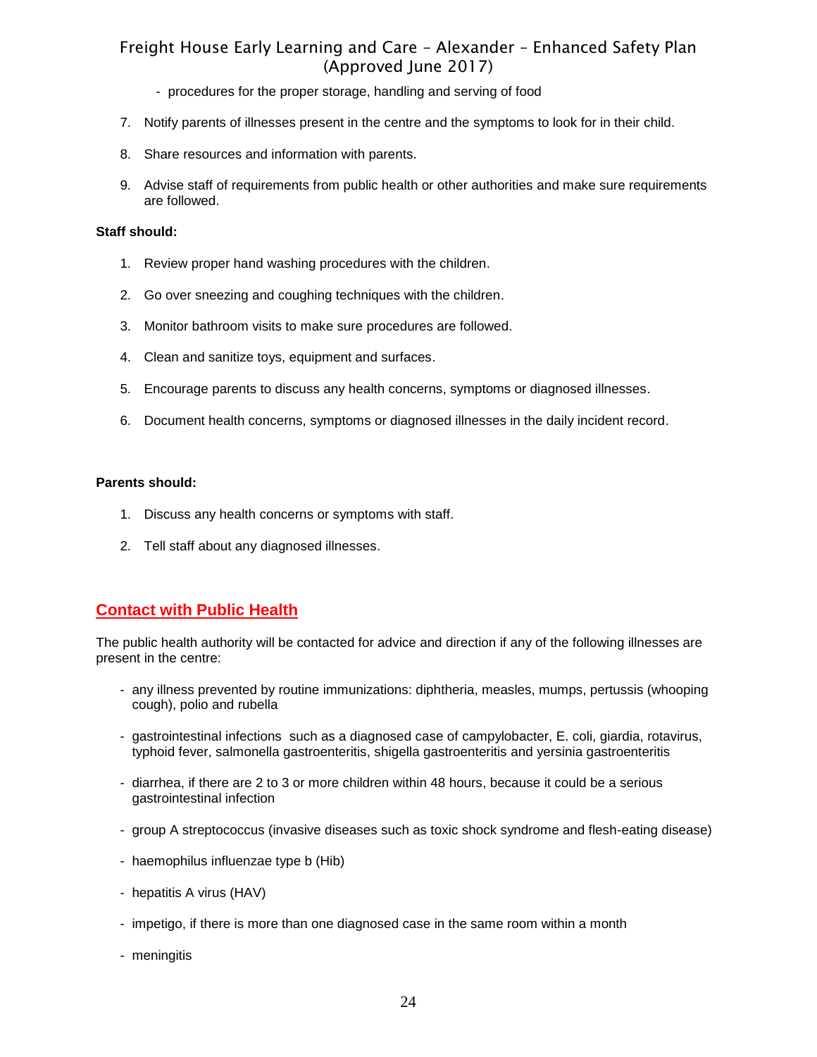- procedures for the proper storage, handling and serving of food

7. Notify parents of illnesses present in the centre and the symptoms to look for in their child.

8. Share resources and information with parents.

9. Advise staff of requirements from public health or other authorities and make sure requirements are followed.

**Staff should:**

1. Review proper hand washing procedures with the children.

2. Go over sneezing and coughing techniques with the children.

3. Monitor bathroom visits to make sure procedures are followed.

4. Clean and sanitize toys, equipment and surfaces.

5. Encourage parents to discuss any health concerns, symptoms or diagnosed illnesses.

6. Document health concerns, symptoms or diagnosed illnesses in the daily incident record.

**Parents should:**

1. Discuss any health concerns or symptoms with staff.

2. Tell staff about any diagnosed illnesses.

## Contact with Public Health

The public health authority will be contacted for advice and direction if any of the following illnesses are present in the centre:

- any illness prevented by routine immunizations: diphtheria, measles, mumps, pertussis (whooping cough), polio and rubella

- gastrointestinal infections such as a diagnosed case of campylobacter, E. coli, giardia, rotavirus, typhoid fever, salmonella gastroenteritis, shigella gastroenteritis and yersinia gastroenteritis

- diarrhea, if there are 2 to 3 or more children within 48 hours, because it could be a serious gastrointestinal infection

- group A streptococcus (invasive diseases such as toxic shock syndrome and flesh-eating disease)

- haemophilus influenzae type b (Hib)

- hepatitis A virus (HAV)

- impetigo, if there is more than one diagnosed case in the same room within a month

- meningitis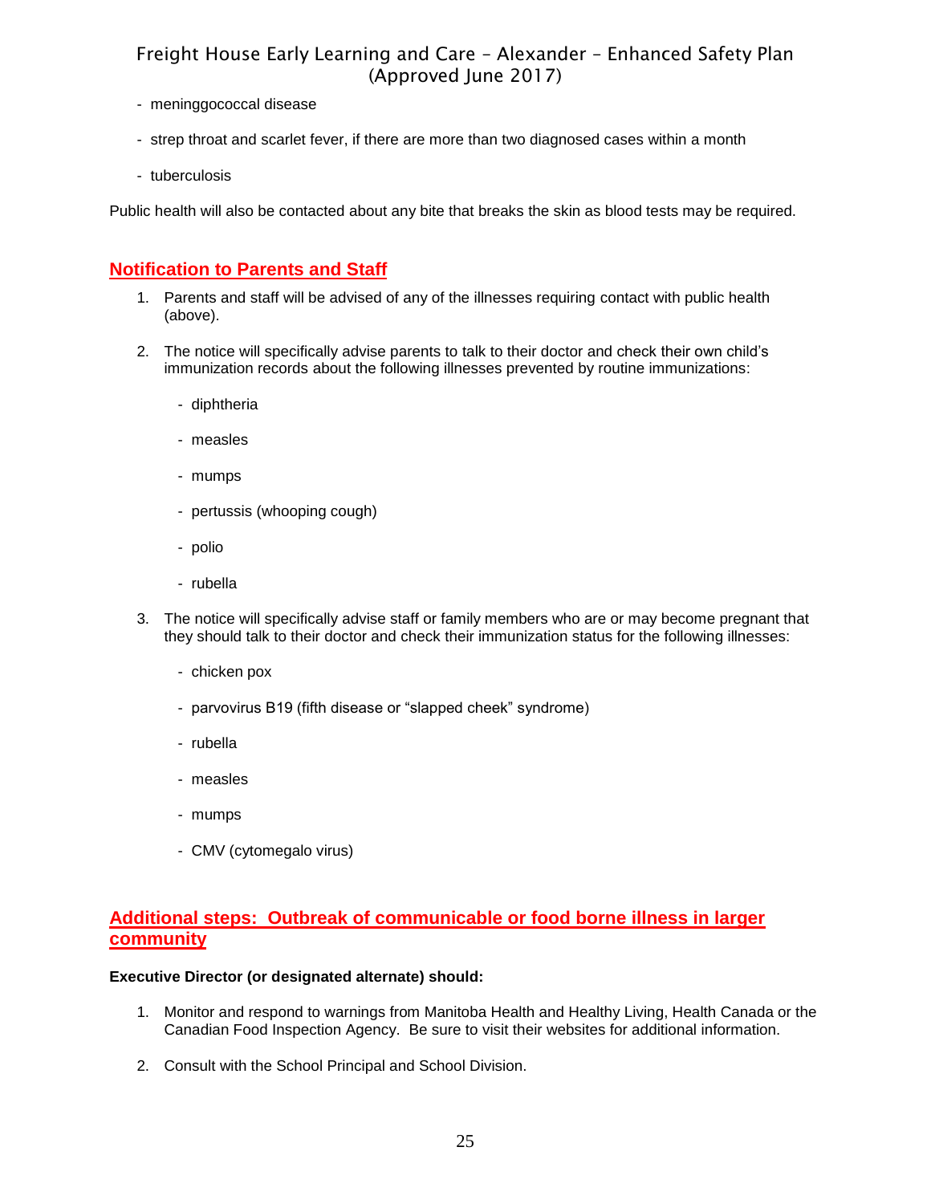- meninggococcal disease
- strep throat and scarlet fever, if there are more than two diagnosed cases within a month
- tuberculosis

Public health will also be contacted about any bite that breaks the skin as blood tests may be required.

## Notification to Parents and Staff

1. Parents and staff will be advised of any of the illnesses requiring contact with public health (above).
2. The notice will specifically advise parents to talk to their doctor and check their own child's immunization records about the following illnesses prevented by routine immunizations:
   - diphtheria
   - measles
   - mumps
   - pertussis (whooping cough)
   - polio
   - rubella
3. The notice will specifically advise staff or family members who are or may become pregnant that they should talk to their doctor and check their immunization status for the following illnesses:
   - chicken pox
   - parvovirus B19 (fifth disease or "slapped cheek" syndrome)
   - rubella
   - measles
   - mumps
   - CMV (cytomegalo virus)

## Additional steps: Outbreak of communicable or food borne illness in larger community

**Executive Director (or designated alternate) should:**

1. Monitor and respond to warnings from Manitoba Health and Healthy Living, Health Canada or the Canadian Food Inspection Agency. Be sure to visit their websites for additional information.
2. Consult with the School Principal and School Division.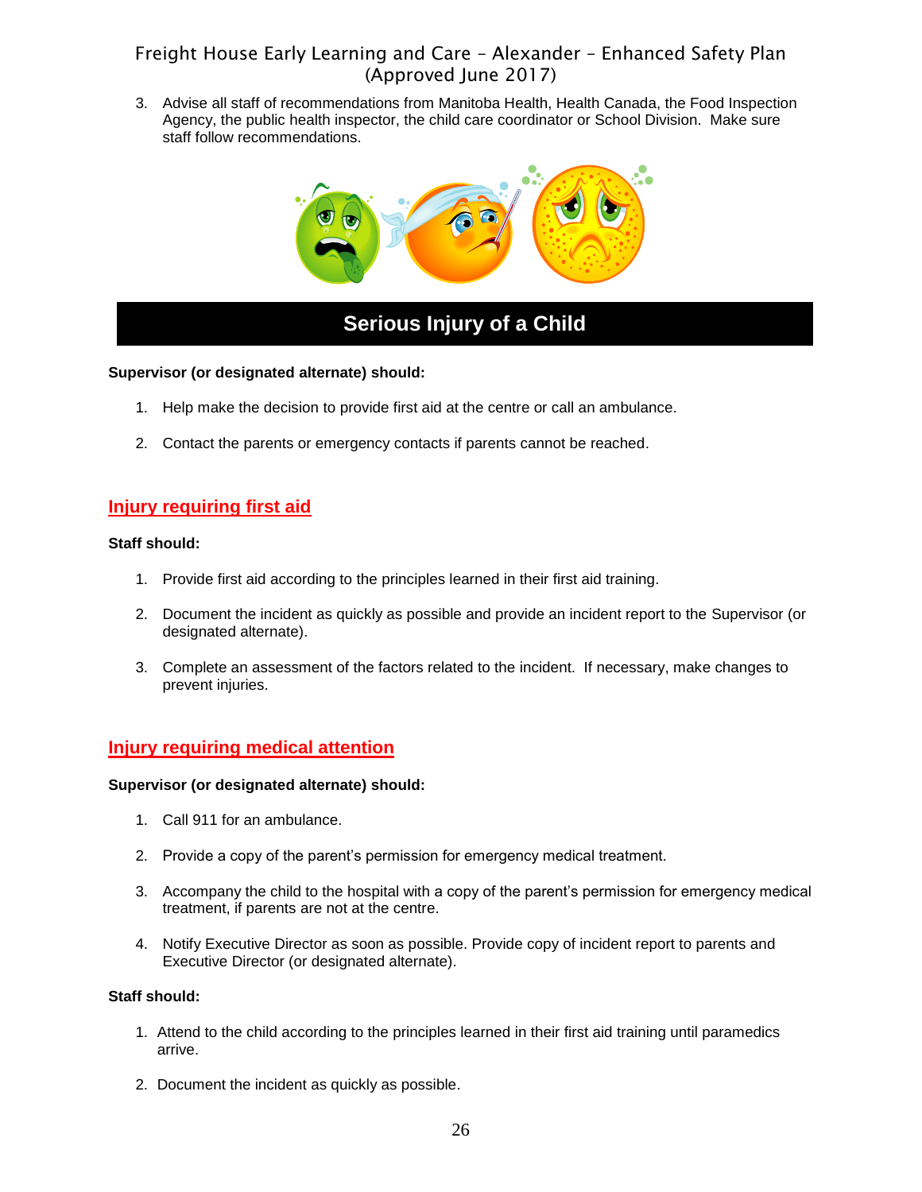3. Advise all staff of recommendations from Manitoba Health, Health Canada, the Food Inspection Agency, the public health inspector, the child care coordinator or School Division. Make sure staff follow recommendations.

## Serious Injury of a Child

**Supervisor (or designated alternate) should:**

1. Help make the decision to provide first aid at the centre or call an ambulance.
2. Contact the parents or emergency contacts if parents cannot be reached.

### Injury requiring first aid

**Staff should:**

1. Provide first aid according to the principles learned in their first aid training.
2. Document the incident as quickly as possible and provide an incident report to the Supervisor (or designated alternate).
3. Complete an assessment of the factors related to the incident. If necessary, make changes to prevent injuries.

### Injury requiring medical attention

**Supervisor (or designated alternate) should:**

1. Call 911 for an ambulance.
2. Provide a copy of the parent's permission for emergency medical treatment.
3. Accompany the child to the hospital with a copy of the parent's permission for emergency medical treatment, if parents are not at the centre.
4. Notify Executive Director as soon as possible. Provide copy of incident report to parents and Executive Director (or designated alternate).

**Staff should:**

1. Attend to the child according to the principles learned in their first aid training until paramedics arrive.
2. Document the incident as quickly as possible.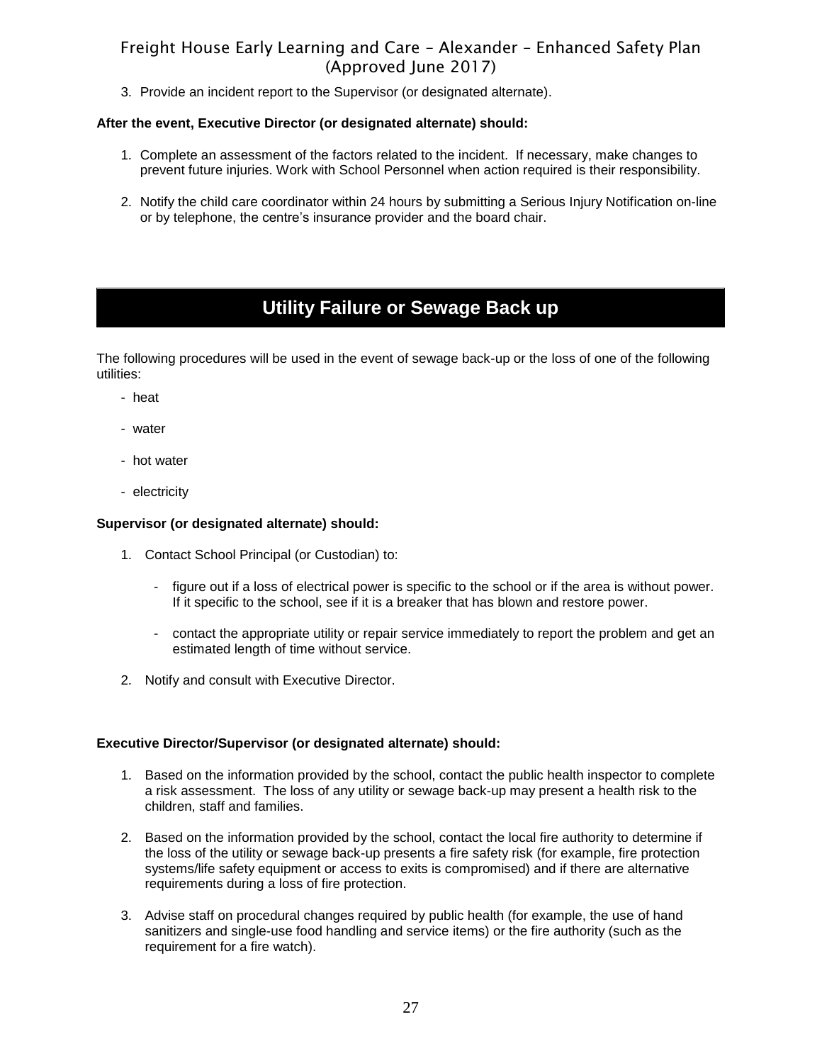3. Provide an incident report to the Supervisor (or designated alternate).

**After the event, Executive Director (or designated alternate) should:**

1. Complete an assessment of the factors related to the incident. If necessary, make changes to prevent future injuries. Work with School Personnel when action required is their responsibility.

2. Notify the child care coordinator within 24 hours by submitting a Serious Injury Notification on-line or by telephone, the centre's insurance provider and the board chair.

# Utility Failure or Sewage Back up

The following procedures will be used in the event of sewage back-up or the loss of one of the following utilities:

- heat
- water
- hot water
- electricity

**Supervisor (or designated alternate) should:**

1. Contact School Principal (or Custodian) to:
   - figure out if a loss of electrical power is specific to the school or if the area is without power. If it specific to the school, see if it is a breaker that has blown and restore power.
   - contact the appropriate utility or repair service immediately to report the problem and get an estimated length of time without service.

2. Notify and consult with Executive Director.

**Executive Director/Supervisor (or designated alternate) should:**

1. Based on the information provided by the school, contact the public health inspector to complete a risk assessment. The loss of any utility or sewage back-up may present a health risk to the children, staff and families.

2. Based on the information provided by the school, contact the local fire authority to determine if the loss of the utility or sewage back-up presents a fire safety risk (for example, fire protection systems/life safety equipment or access to exits is compromised) and if there are alternative requirements during a loss of fire protection.

3. Advise staff on procedural changes required by public health (for example, the use of hand sanitizers and single-use food handling and service items) or the fire authority (such as the requirement for a fire watch).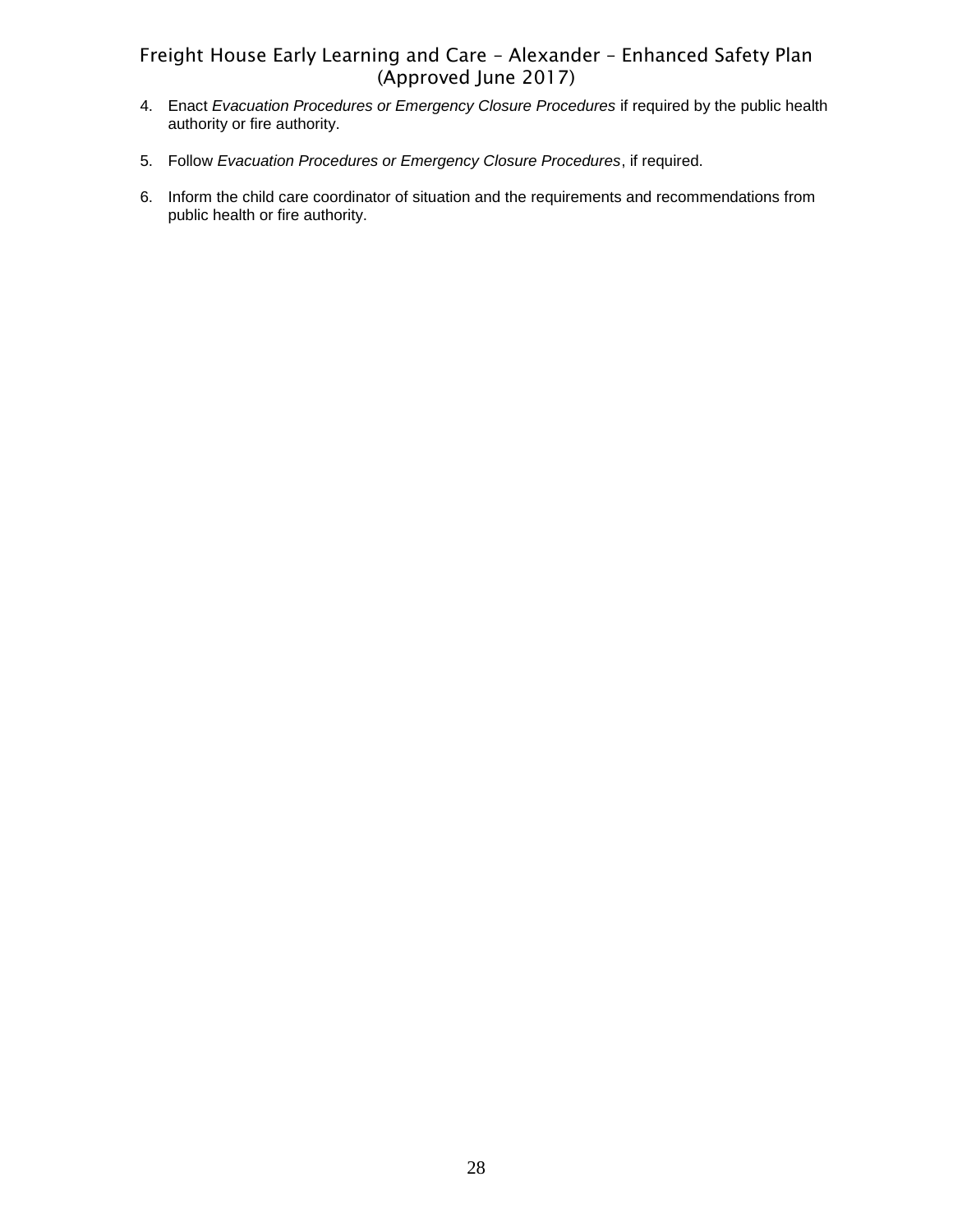4. Enact *Evacuation Procedures or Emergency Closure Procedures* if required by the public health authority or fire authority.

5. Follow *Evacuation Procedures or Emergency Closure Procedures*, if required.

6. Inform the child care coordinator of situation and the requirements and recommendations from public health or fire authority.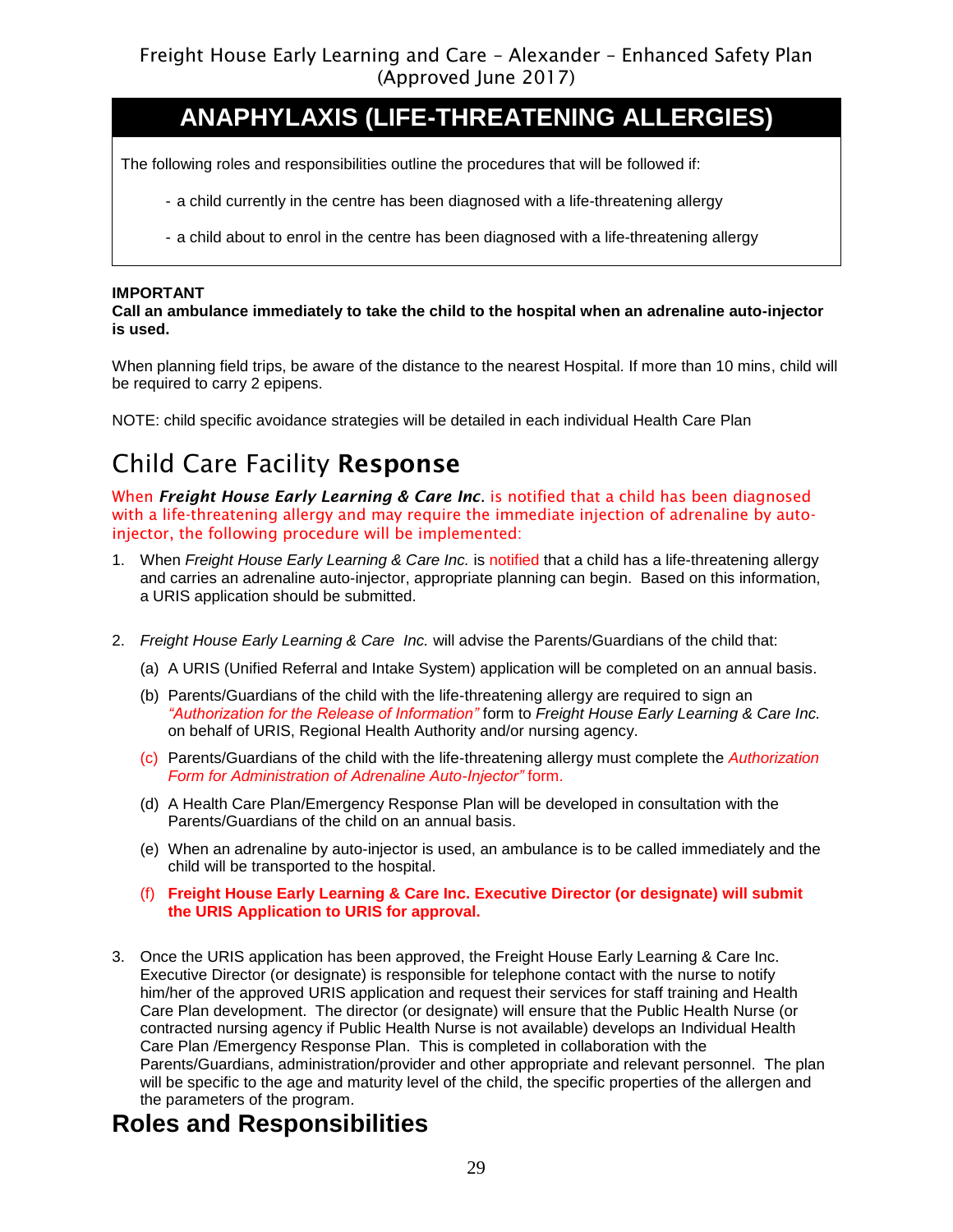# ANAPHYLAXIS (LIFE-THREATENING ALLERGIES)

The following roles and responsibilities outline the procedures that will be followed if:

- a child currently in the centre has been diagnosed with a life-threatening allergy
- a child about to enrol in the centre has been diagnosed with a life-threatening allergy

**IMPORTANT**
**Call an ambulance immediately to take the child to the hospital when an adrenaline auto-injector is used.**

When planning field trips, be aware of the distance to the nearest Hospital. If more than 10 mins, child will be required to carry 2 epipens.

NOTE: child specific avoidance strategies will be detailed in each individual Health Care Plan

## Child Care Facility **Response**

When ***Freight House Early Learning & Care Inc***. is notified that a child has been diagnosed with a life-threatening allergy and may require the immediate injection of adrenaline by auto-injector, the following procedure will be implemented:

1. When *Freight House Early Learning & Care Inc.* is notified that a child has a life-threatening allergy and carries an adrenaline auto-injector, appropriate planning can begin. Based on this information, a URIS application should be submitted.

2. *Freight House Early Learning & Care Inc.* will advise the Parents/Guardians of the child that:
   (a) A URIS (Unified Referral and Intake System) application will be completed on an annual basis.
   (b) Parents/Guardians of the child with the life-threatening allergy are required to sign an *"Authorization for the Release of Information"* form to *Freight House Early Learning & Care Inc.* on behalf of URIS, Regional Health Authority and/or nursing agency.
   (c) Parents/Guardians of the child with the life-threatening allergy must complete the *Authorization Form for Administration of Adrenaline Auto-Injector"* form.
   (d) A Health Care Plan/Emergency Response Plan will be developed in consultation with the Parents/Guardians of the child on an annual basis.
   (e) When an adrenaline by auto-injector is used, an ambulance is to be called immediately and the child will be transported to the hospital.
   (f) **Freight House Early Learning & Care Inc. Executive Director (or designate) will submit the URIS Application to URIS for approval.**

3. Once the URIS application has been approved, the Freight House Early Learning & Care Inc. Executive Director (or designate) is responsible for telephone contact with the nurse to notify him/her of the approved URIS application and request their services for staff training and Health Care Plan development. The director (or designate) will ensure that the Public Health Nurse (or contracted nursing agency if Public Health Nurse is not available) develops an Individual Health Care Plan /Emergency Response Plan. This is completed in collaboration with the Parents/Guardians, administration/provider and other appropriate and relevant personnel. The plan will be specific to the age and maturity level of the child, the specific properties of the allergen and the parameters of the program.

## Roles and Responsibilities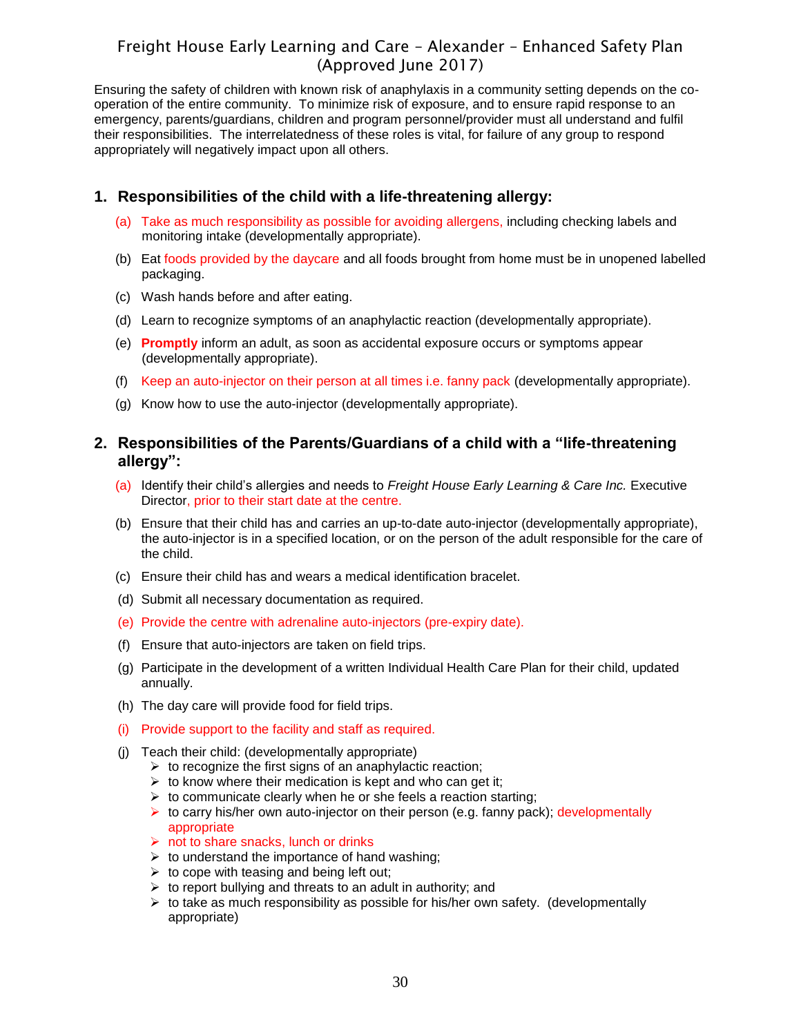# Freight House Early Learning and Care – Alexander – Enhanced Safety Plan (Approved June 2017)

Ensuring the safety of children with known risk of anaphylaxis in a community setting depends on the co-operation of the entire community. To minimize risk of exposure, and to ensure rapid response to an emergency, parents/guardians, children and program personnel/provider must all understand and fulfil their responsibilities. The interrelatedness of these roles is vital, for failure of any group to respond appropriately will negatively impact upon all others.

## 1. Responsibilities of the child with a life-threatening allergy:

(a) Take as much responsibility as possible for avoiding allergens, including checking labels and monitoring intake (developmentally appropriate).

(b) Eat foods provided by the daycare and all foods brought from home must be in unopened labelled packaging.

(c) Wash hands before and after eating.

(d) Learn to recognize symptoms of an anaphylactic reaction (developmentally appropriate).

(e) **Promptly** inform an adult, as soon as accidental exposure occurs or symptoms appear (developmentally appropriate).

(f) Keep an auto-injector on their person at all times i.e. fanny pack (developmentally appropriate).

(g) Know how to use the auto-injector (developmentally appropriate).

## 2. Responsibilities of the Parents/Guardians of a child with a "life-threatening allergy":

(a) Identify their child's allergies and needs to *Freight House Early Learning & Care Inc.* Executive Director, prior to their start date at the centre.

(b) Ensure that their child has and carries an up-to-date auto-injector (developmentally appropriate), the auto-injector is in a specified location, or on the person of the adult responsible for the care of the child.

(c) Ensure their child has and wears a medical identification bracelet.

(d) Submit all necessary documentation as required.

(e) Provide the centre with adrenaline auto-injectors (pre-expiry date).

(f) Ensure that auto-injectors are taken on field trips.

(g) Participate in the development of a written Individual Health Care Plan for their child, updated annually.

(h) The day care will provide food for field trips.

(i) Provide support to the facility and staff as required.

(j) Teach their child: (developmentally appropriate)
- to recognize the first signs of an anaphylactic reaction;
- to know where their medication is kept and who can get it;
- to communicate clearly when he or she feels a reaction starting;
- to carry his/her own auto-injector on their person (e.g. fanny pack); developmentally appropriate
- not to share snacks, lunch or drinks
- to understand the importance of hand washing;
- to cope with teasing and being left out;
- to report bullying and threats to an adult in authority; and
- to take as much responsibility as possible for his/her own safety. (developmentally appropriate)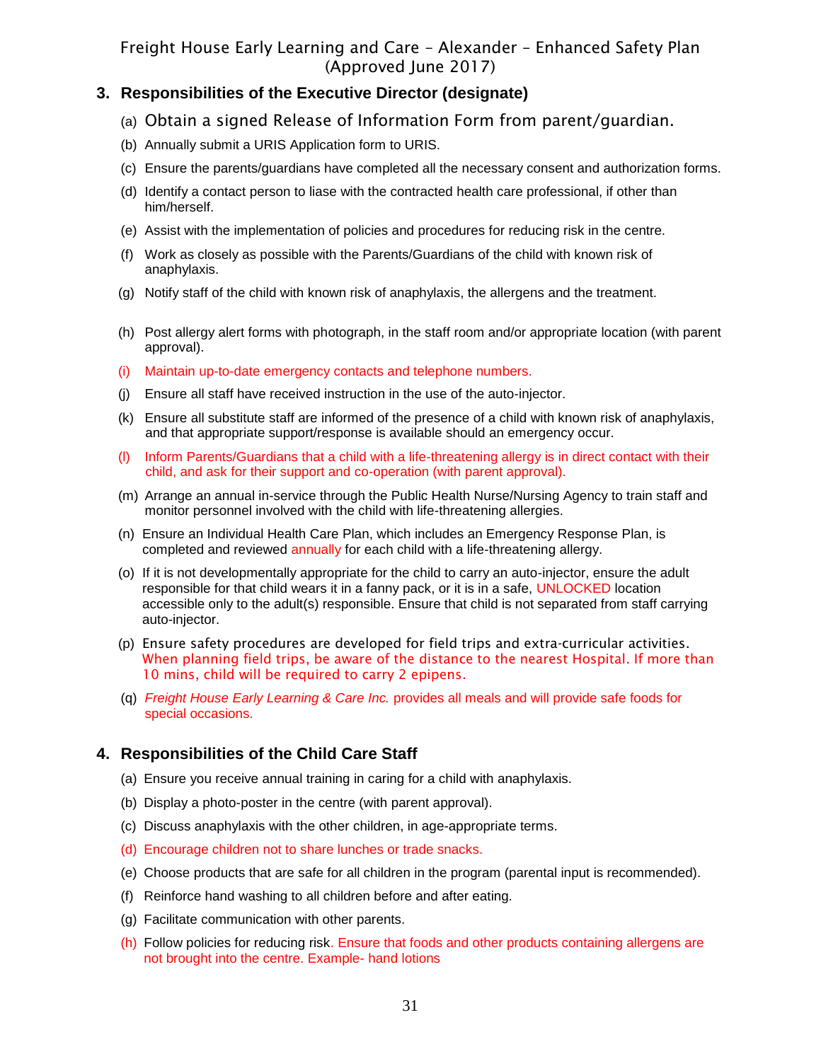## 3. Responsibilities of the Executive Director (designate)

(a) Obtain a signed Release of Information Form from parent/guardian.

(b) Annually submit a URIS Application form to URIS.

(c) Ensure the parents/guardians have completed all the necessary consent and authorization forms.

(d) Identify a contact person to liase with the contracted health care professional, if other than him/herself.

(e) Assist with the implementation of policies and procedures for reducing risk in the centre.

(f) Work as closely as possible with the Parents/Guardians of the child with known risk of anaphylaxis.

(g) Notify staff of the child with known risk of anaphylaxis, the allergens and the treatment.

(h) Post allergy alert forms with photograph, in the staff room and/or appropriate location (with parent approval).

(i) Maintain up-to-date emergency contacts and telephone numbers.

(j) Ensure all staff have received instruction in the use of the auto-injector.

(k) Ensure all substitute staff are informed of the presence of a child with known risk of anaphylaxis, and that appropriate support/response is available should an emergency occur.

(l) Inform Parents/Guardians that a child with a life-threatening allergy is in direct contact with their child, and ask for their support and co-operation (with parent approval).

(m) Arrange an annual in-service through the Public Health Nurse/Nursing Agency to train staff and monitor personnel involved with the child with life-threatening allergies.

(n) Ensure an Individual Health Care Plan, which includes an Emergency Response Plan, is completed and reviewed annually for each child with a life-threatening allergy.

(o) If it is not developmentally appropriate for the child to carry an auto-injector, ensure the adult responsible for that child wears it in a fanny pack, or it is in a safe, UNLOCKED location accessible only to the adult(s) responsible. Ensure that child is not separated from staff carrying auto-injector.

(p) Ensure safety procedures are developed for field trips and extra-curricular activities. When planning field trips, be aware of the distance to the nearest Hospital. If more than 10 mins, child will be required to carry 2 epipens.

(q) *Freight House Early Learning & Care Inc.* provides all meals and will provide safe foods for special occasions.

## 4. Responsibilities of the Child Care Staff

(a) Ensure you receive annual training in caring for a child with anaphylaxis.

(b) Display a photo-poster in the centre (with parent approval).

(c) Discuss anaphylaxis with the other children, in age-appropriate terms.

(d) Encourage children not to share lunches or trade snacks.

(e) Choose products that are safe for all children in the program (parental input is recommended).

(f) Reinforce hand washing to all children before and after eating.

(g) Facilitate communication with other parents.

(h) Follow policies for reducing risk. Ensure that foods and other products containing allergens are not brought into the centre. Example- hand lotions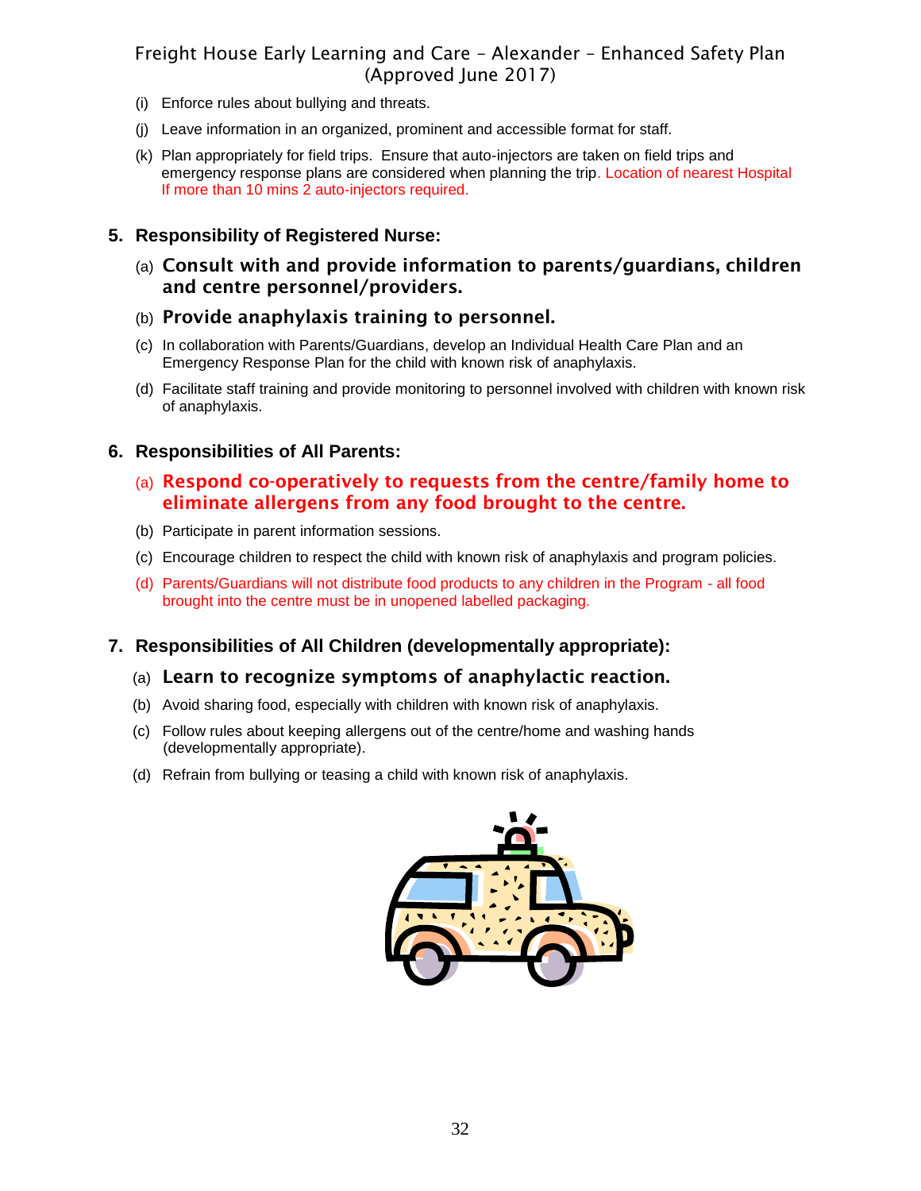- (i) Enforce rules about bullying and threats.
- (j) Leave information in an organized, prominent and accessible format for staff.
- (k) Plan appropriately for field trips. Ensure that auto-injectors are taken on field trips and emergency response plans are considered when planning the trip. Location of nearest Hospital If more than 10 mins 2 auto-injectors required.

## 5. Responsibility of Registered Nurse:

- (a) **Consult with and provide information to parents/guardians, children and centre personnel/providers.**
- (b) **Provide anaphylaxis training to personnel.**
- (c) In collaboration with Parents/Guardians, develop an Individual Health Care Plan and an Emergency Response Plan for the child with known risk of anaphylaxis.
- (d) Facilitate staff training and provide monitoring to personnel involved with children with known risk of anaphylaxis.

## 6. Responsibilities of All Parents:

- (a) **Respond co-operatively to requests from the centre/family home to eliminate allergens from any food brought to the centre.**
- (b) Participate in parent information sessions.
- (c) Encourage children to respect the child with known risk of anaphylaxis and program policies.
- (d) Parents/Guardians will not distribute food products to any children in the Program - all food brought into the centre must be in unopened labelled packaging.

## 7. Responsibilities of All Children (developmentally appropriate):

- (a) **Learn to recognize symptoms of anaphylactic reaction.**
- (b) Avoid sharing food, especially with children with known risk of anaphylaxis.
- (c) Follow rules about keeping allergens out of the centre/home and washing hands (developmentally appropriate).
- (d) Refrain from bullying or teasing a child with known risk of anaphylaxis.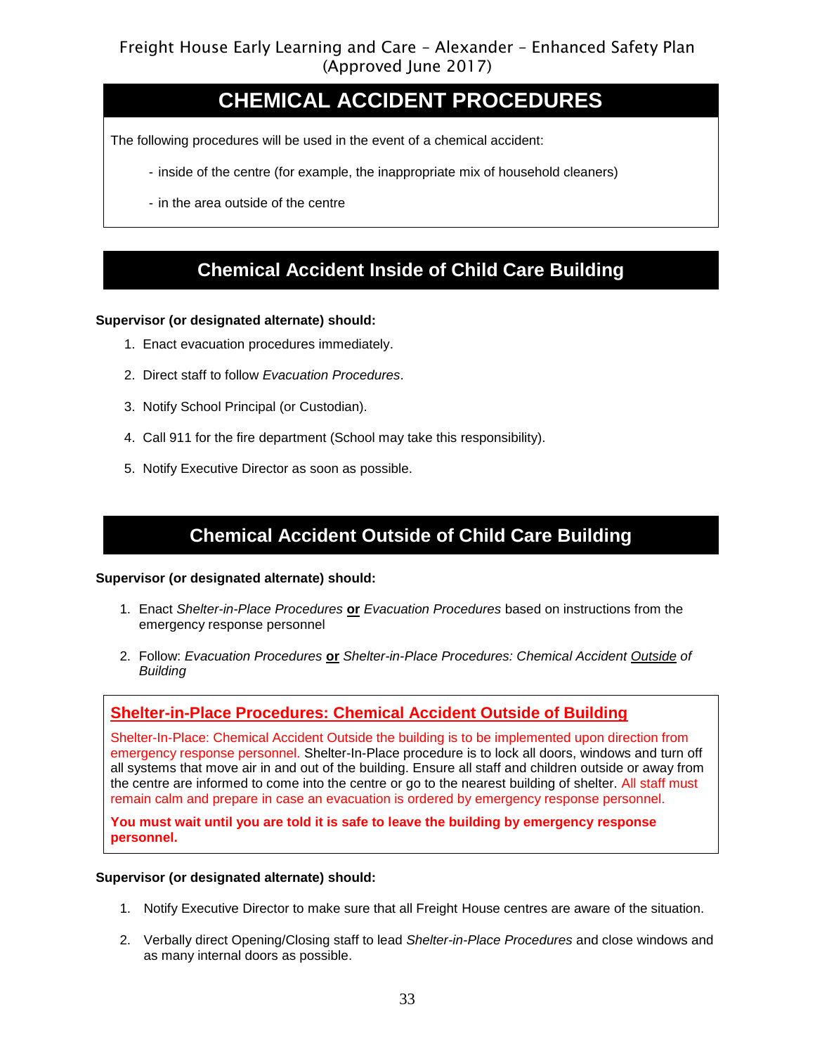# CHEMICAL ACCIDENT PROCEDURES

The following procedures will be used in the event of a chemical accident:

- inside of the centre (for example, the inappropriate mix of household cleaners)
- in the area outside of the centre

## Chemical Accident Inside of Child Care Building

**Supervisor (or designated alternate) should:**

1. Enact evacuation procedures immediately.
2. Direct staff to follow *Evacuation Procedures*.
3. Notify School Principal (or Custodian).
4. Call 911 for the fire department (School may take this responsibility).
5. Notify Executive Director as soon as possible.

## Chemical Accident Outside of Child Care Building

**Supervisor (or designated alternate) should:**

1. Enact *Shelter-in-Place Procedures* **or** *Evacuation Procedures* based on instructions from the emergency response personnel
2. Follow: *Evacuation Procedures* **or** *Shelter-in-Place Procedures: Chemical Accident Outside of Building*

### Shelter-in-Place Procedures: Chemical Accident Outside of Building

Shelter-In-Place: Chemical Accident Outside the building is to be implemented upon direction from emergency response personnel. Shelter-In-Place procedure is to lock all doors, windows and turn off all systems that move air in and out of the building. Ensure all staff and children outside or away from the centre are informed to come into the centre or go to the nearest building of shelter. All staff must remain calm and prepare in case an evacuation is ordered by emergency response personnel.

**You must wait until you are told it is safe to leave the building by emergency response personnel.**

**Supervisor (or designated alternate) should:**

1. Notify Executive Director to make sure that all Freight House centres are aware of the situation.
2. Verbally direct Opening/Closing staff to lead *Shelter-in-Place Procedures* and close windows and as many internal doors as possible.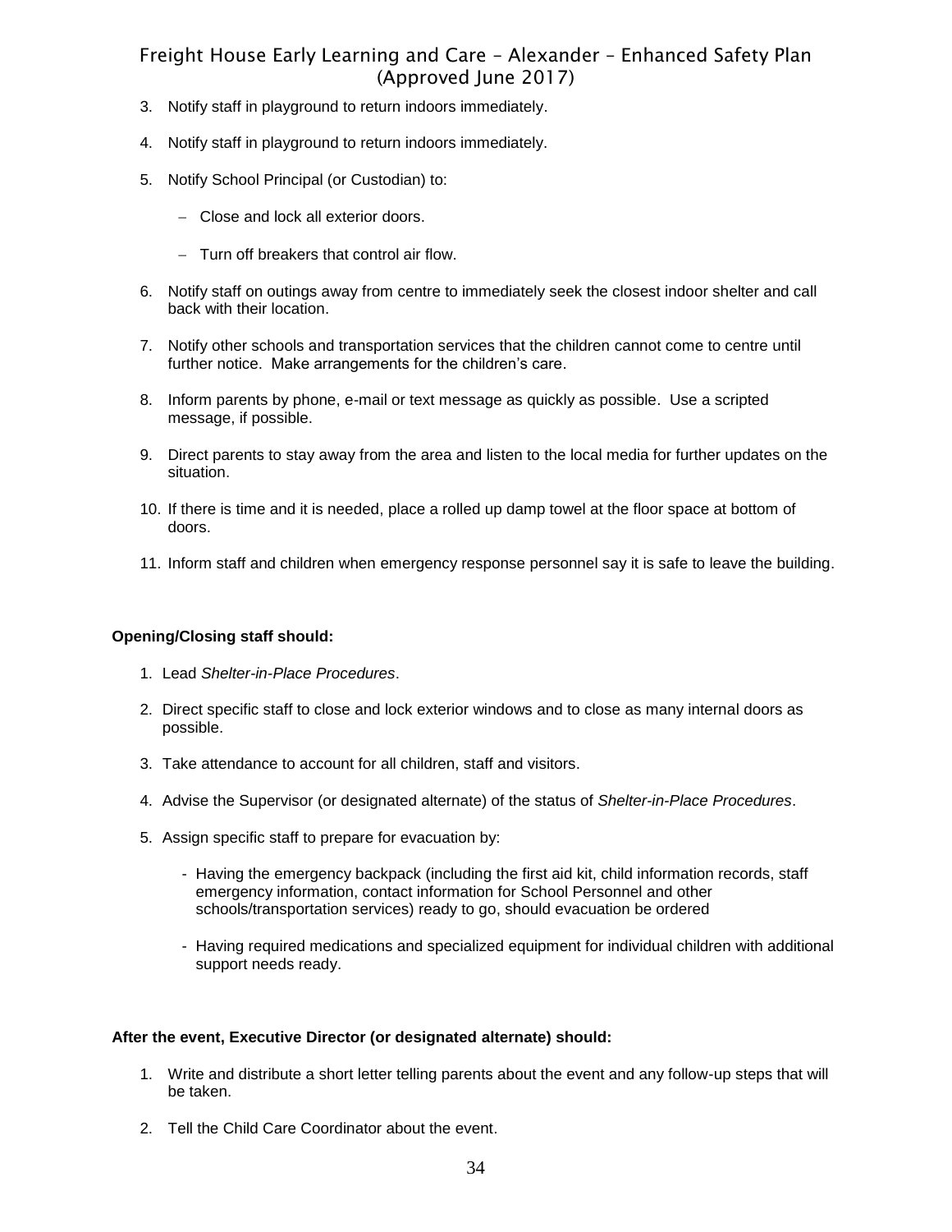3. Notify staff in playground to return indoors immediately.

4. Notify staff in playground to return indoors immediately.

5. Notify School Principal (or Custodian) to:

   – Close and lock all exterior doors.

   – Turn off breakers that control air flow.

6. Notify staff on outings away from centre to immediately seek the closest indoor shelter and call back with their location.

7. Notify other schools and transportation services that the children cannot come to centre until further notice. Make arrangements for the children's care.

8. Inform parents by phone, e-mail or text message as quickly as possible. Use a scripted message, if possible.

9. Direct parents to stay away from the area and listen to the local media for further updates on the situation.

10. If there is time and it is needed, place a rolled up damp towel at the floor space at bottom of doors.

11. Inform staff and children when emergency response personnel say it is safe to leave the building.

**Opening/Closing staff should:**

1. Lead *Shelter-in-Place Procedures*.

2. Direct specific staff to close and lock exterior windows and to close as many internal doors as possible.

3. Take attendance to account for all children, staff and visitors.

4. Advise the Supervisor (or designated alternate) of the status of *Shelter-in-Place Procedures*.

5. Assign specific staff to prepare for evacuation by:

   - Having the emergency backpack (including the first aid kit, child information records, staff emergency information, contact information for School Personnel and other schools/transportation services) ready to go, should evacuation be ordered

   - Having required medications and specialized equipment for individual children with additional support needs ready.

**After the event, Executive Director (or designated alternate) should:**

1. Write and distribute a short letter telling parents about the event and any follow-up steps that will be taken.

2. Tell the Child Care Coordinator about the event.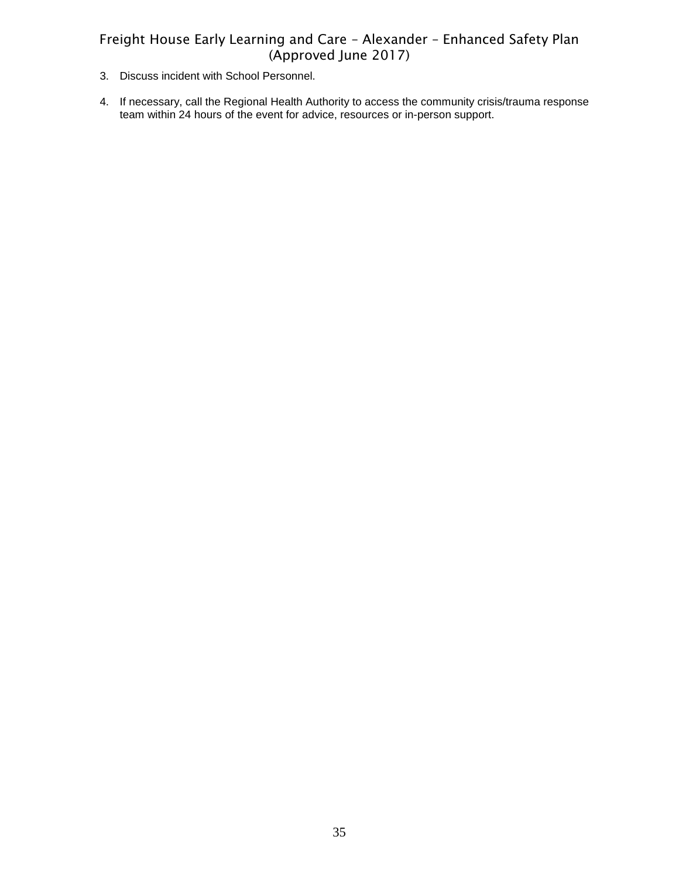3. Discuss incident with School Personnel.

4. If necessary, call the Regional Health Authority to access the community crisis/trauma response team within 24 hours of the event for advice, resources or in-person support.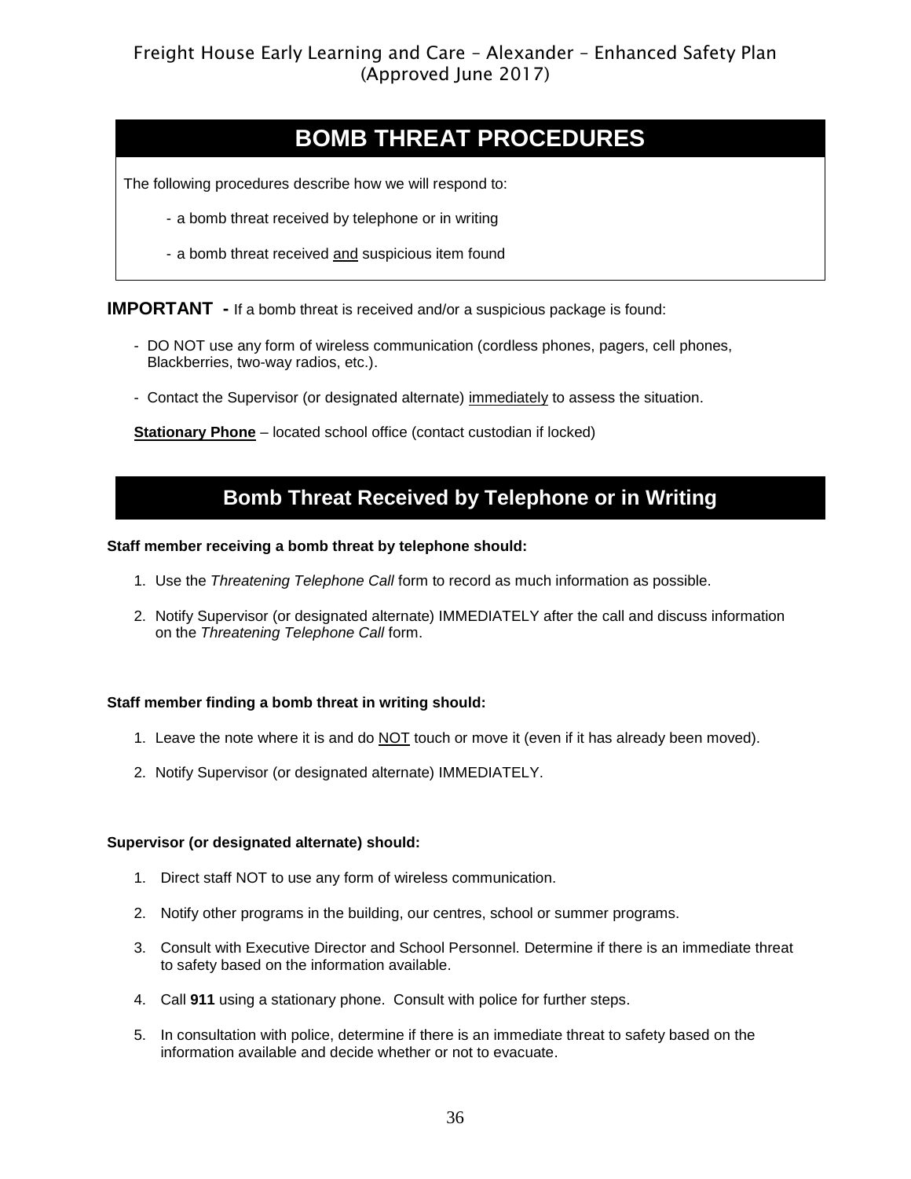# BOMB THREAT PROCEDURES

The following procedures describe how we will respond to:

- a bomb threat received by telephone or in writing
- a bomb threat received <u>and</u> suspicious item found

**IMPORTANT -** If a bomb threat is received and/or a suspicious package is found:

- DO NOT use any form of wireless communication (cordless phones, pagers, cell phones, Blackberries, two-way radios, etc.).
- Contact the Supervisor (or designated alternate) <u>immediately</u> to assess the situation.

**<u>Stationary Phone</u>** – located school office (contact custodian if locked)

## Bomb Threat Received by Telephone or in Writing

**Staff member receiving a bomb threat by telephone should:**

1. Use the *Threatening Telephone Call* form to record as much information as possible.
2. Notify Supervisor (or designated alternate) IMMEDIATELY after the call and discuss information on the *Threatening Telephone Call* form.

**Staff member finding a bomb threat in writing should:**

1. Leave the note where it is and do <u>NOT</u> touch or move it (even if it has already been moved).
2. Notify Supervisor (or designated alternate) IMMEDIATELY.

**Supervisor (or designated alternate) should:**

1. Direct staff NOT to use any form of wireless communication.
2. Notify other programs in the building, our centres, school or summer programs.
3. Consult with Executive Director and School Personnel. Determine if there is an immediate threat to safety based on the information available.
4. Call **911** using a stationary phone. Consult with police for further steps.
5. In consultation with police, determine if there is an immediate threat to safety based on the information available and decide whether or not to evacuate.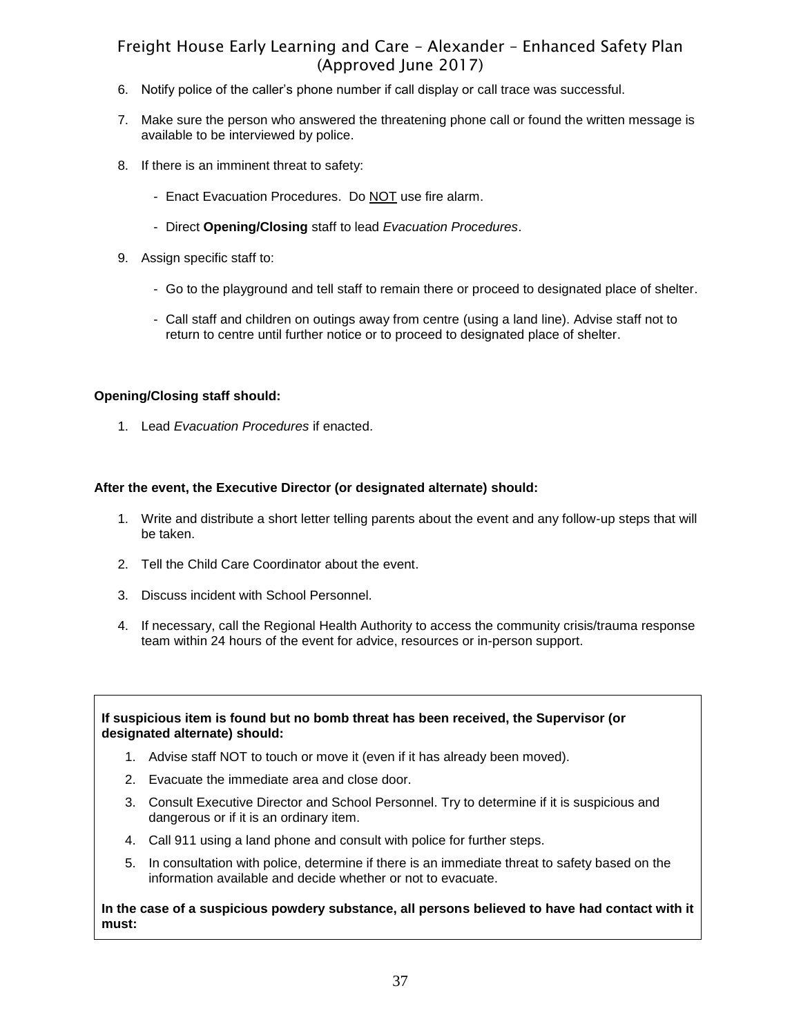6. Notify police of the caller's phone number if call display or call trace was successful.

7. Make sure the person who answered the threatening phone call or found the written message is available to be interviewed by police.

8. If there is an imminent threat to safety:

   - Enact Evacuation Procedures. Do NOT use fire alarm.

   - Direct **Opening/Closing** staff to lead *Evacuation Procedures*.

9. Assign specific staff to:

   - Go to the playground and tell staff to remain there or proceed to designated place of shelter.

   - Call staff and children on outings away from centre (using a land line). Advise staff not to return to centre until further notice or to proceed to designated place of shelter.

**Opening/Closing staff should:**

1. Lead *Evacuation Procedures* if enacted.

**After the event, the Executive Director (or designated alternate) should:**

1. Write and distribute a short letter telling parents about the event and any follow-up steps that will be taken.

2. Tell the Child Care Coordinator about the event.

3. Discuss incident with School Personnel.

4. If necessary, call the Regional Health Authority to access the community crisis/trauma response team within 24 hours of the event for advice, resources or in-person support.

**If suspicious item is found but no bomb threat has been received, the Supervisor (or designated alternate) should:**

1. Advise staff NOT to touch or move it (even if it has already been moved).
2. Evacuate the immediate area and close door.
3. Consult Executive Director and School Personnel. Try to determine if it is suspicious and dangerous or if it is an ordinary item.
4. Call 911 using a land phone and consult with police for further steps.
5. In consultation with police, determine if there is an immediate threat to safety based on the information available and decide whether or not to evacuate.

**In the case of a suspicious powdery substance, all persons believed to have had contact with it must:**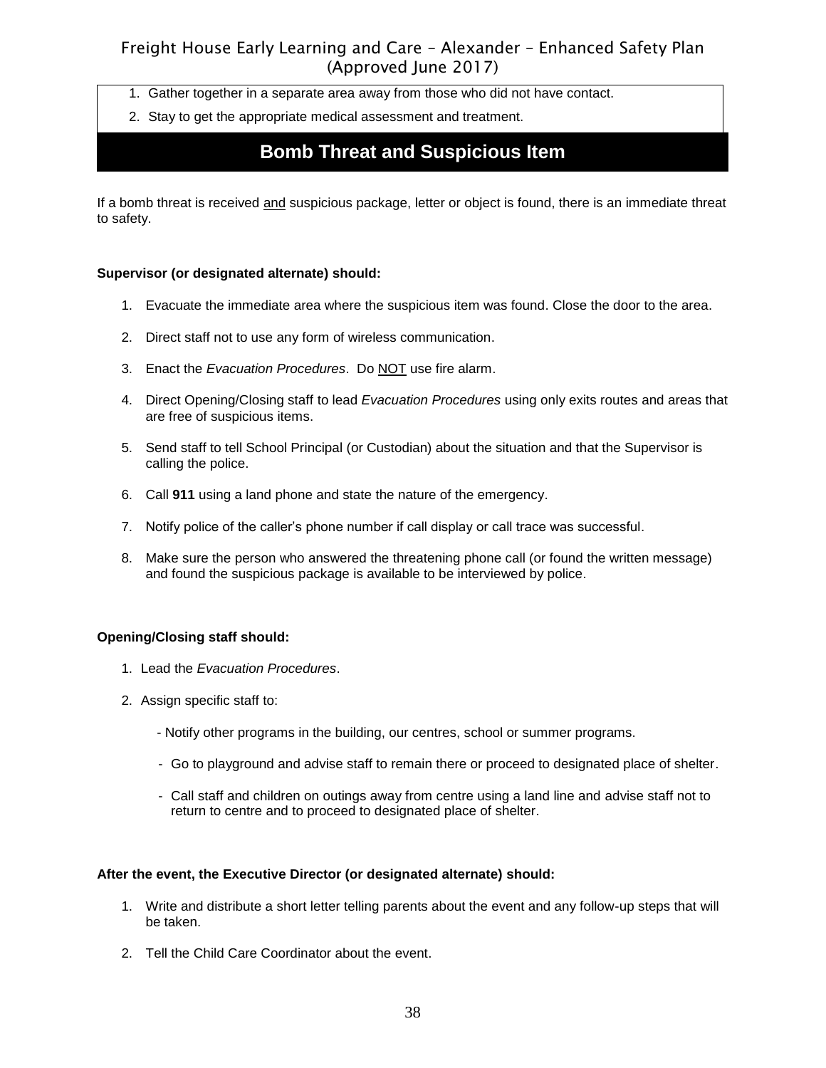1. Gather together in a separate area away from those who did not have contact.
2. Stay to get the appropriate medical assessment and treatment.

## Bomb Threat and Suspicious Item

If a bomb threat is received and suspicious package, letter or object is found, there is an immediate threat to safety.

**Supervisor (or designated alternate) should:**

1. Evacuate the immediate area where the suspicious item was found. Close the door to the area.
2. Direct staff not to use any form of wireless communication.
3. Enact the *Evacuation Procedures*. Do NOT use fire alarm.
4. Direct Opening/Closing staff to lead *Evacuation Procedures* using only exits routes and areas that are free of suspicious items.
5. Send staff to tell School Principal (or Custodian) about the situation and that the Supervisor is calling the police.
6. Call **911** using a land phone and state the nature of the emergency.
7. Notify police of the caller's phone number if call display or call trace was successful.
8. Make sure the person who answered the threatening phone call (or found the written message) and found the suspicious package is available to be interviewed by police.

**Opening/Closing staff should:**

1. Lead the *Evacuation Procedures*.
2. Assign specific staff to:
   - Notify other programs in the building, our centres, school or summer programs.
   - Go to playground and advise staff to remain there or proceed to designated place of shelter.
   - Call staff and children on outings away from centre using a land line and advise staff not to return to centre and to proceed to designated place of shelter.

**After the event, the Executive Director (or designated alternate) should:**

1. Write and distribute a short letter telling parents about the event and any follow-up steps that will be taken.
2. Tell the Child Care Coordinator about the event.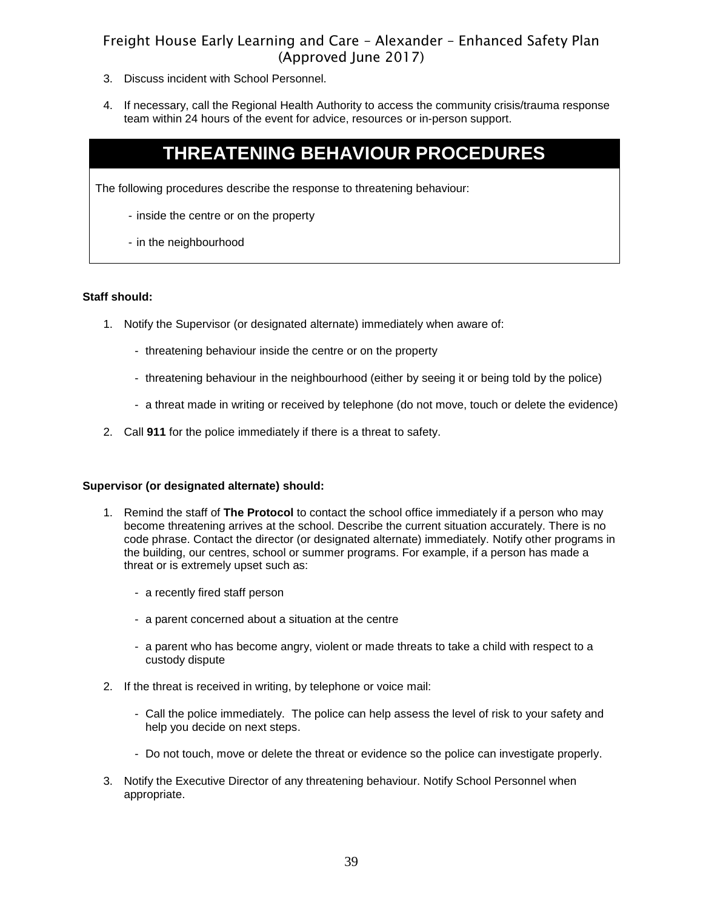3. Discuss incident with School Personnel.

4. If necessary, call the Regional Health Authority to access the community crisis/trauma response team within 24 hours of the event for advice, resources or in-person support.

# THREATENING BEHAVIOUR PROCEDURES

The following procedures describe the response to threatening behaviour:

- inside the centre or on the property
- in the neighbourhood

**Staff should:**

1. Notify the Supervisor (or designated alternate) immediately when aware of:
   - threatening behaviour inside the centre or on the property
   - threatening behaviour in the neighbourhood (either by seeing it or being told by the police)
   - a threat made in writing or received by telephone (do not move, touch or delete the evidence)
2. Call **911** for the police immediately if there is a threat to safety.

**Supervisor (or designated alternate) should:**

1. Remind the staff of **The Protocol** to contact the school office immediately if a person who may become threatening arrives at the school. Describe the current situation accurately. There is no code phrase. Contact the director (or designated alternate) immediately. Notify other programs in the building, our centres, school or summer programs. For example, if a person has made a threat or is extremely upset such as:
   - a recently fired staff person
   - a parent concerned about a situation at the centre
   - a parent who has become angry, violent or made threats to take a child with respect to a custody dispute
2. If the threat is received in writing, by telephone or voice mail:
   - Call the police immediately. The police can help assess the level of risk to your safety and help you decide on next steps.
   - Do not touch, move or delete the threat or evidence so the police can investigate properly.
3. Notify the Executive Director of any threatening behaviour. Notify School Personnel when appropriate.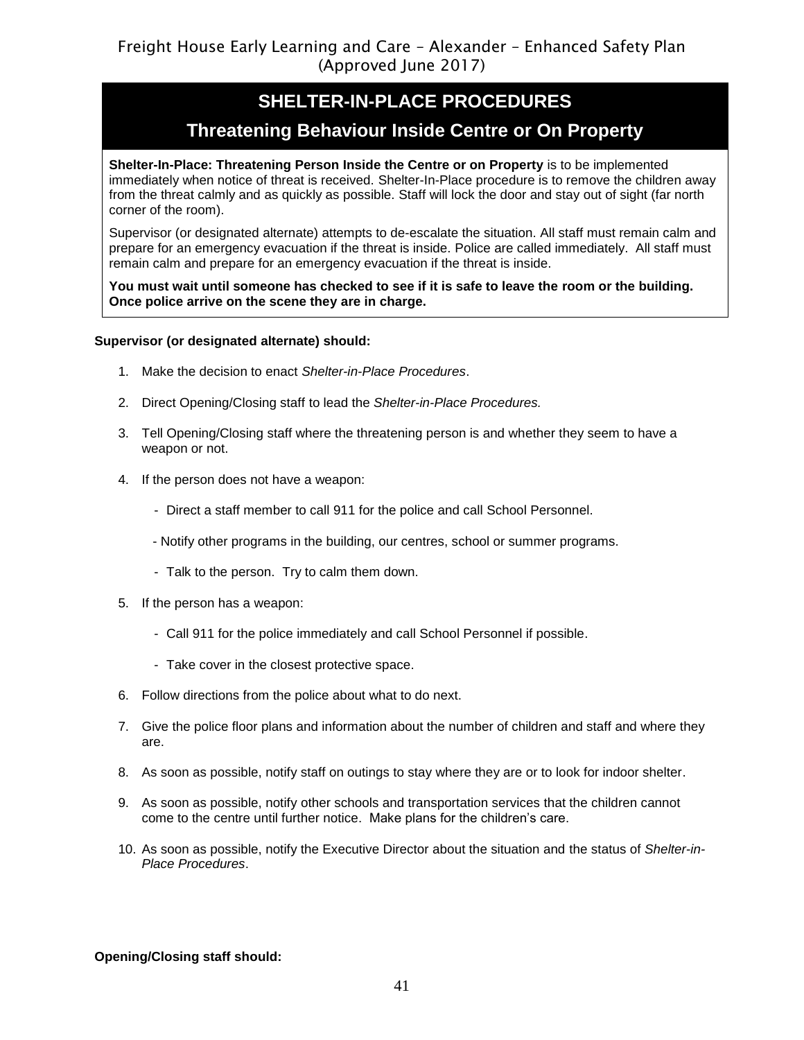## SHELTER-IN-PLACE PROCEDURES

### Threatening Behaviour Inside Centre or On Property

**Shelter-In-Place: Threatening Person Inside the Centre or on Property** is to be implemented immediately when notice of threat is received. Shelter-In-Place procedure is to remove the children away from the threat calmly and as quickly as possible. Staff will lock the door and stay out of sight (far north corner of the room).

Supervisor (or designated alternate) attempts to de-escalate the situation. All staff must remain calm and prepare for an emergency evacuation if the threat is inside. Police are called immediately. All staff must remain calm and prepare for an emergency evacuation if the threat is inside.

**You must wait until someone has checked to see if it is safe to leave the room or the building. Once police arrive on the scene they are in charge.**

**Supervisor (or designated alternate) should:**

1. Make the decision to enact *Shelter-in-Place Procedures*.
2. Direct Opening/Closing staff to lead the *Shelter-in-Place Procedures.*
3. Tell Opening/Closing staff where the threatening person is and whether they seem to have a weapon or not.
4. If the person does not have a weapon:
   - Direct a staff member to call 911 for the police and call School Personnel.
   - Notify other programs in the building, our centres, school or summer programs.
   - Talk to the person. Try to calm them down.
5. If the person has a weapon:
   - Call 911 for the police immediately and call School Personnel if possible.
   - Take cover in the closest protective space.
6. Follow directions from the police about what to do next.
7. Give the police floor plans and information about the number of children and staff and where they are.
8. As soon as possible, notify staff on outings to stay where they are or to look for indoor shelter.
9. As soon as possible, notify other schools and transportation services that the children cannot come to the centre until further notice. Make plans for the children's care.
10. As soon as possible, notify the Executive Director about the situation and the status of *Shelter-in-Place Procedures*.

**Opening/Closing staff should:**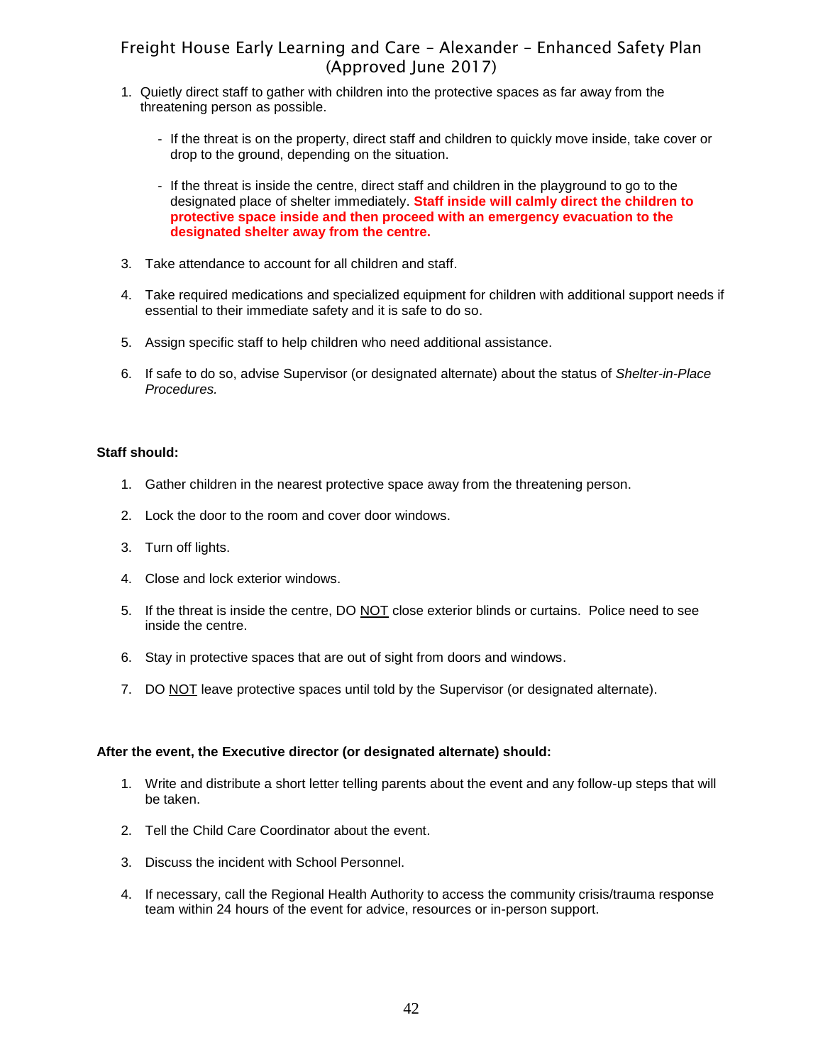1. Quietly direct staff to gather with children into the protective spaces as far away from the threatening person as possible.

   - If the threat is on the property, direct staff and children to quickly move inside, take cover or drop to the ground, depending on the situation.

   - If the threat is inside the centre, direct staff and children in the playground to go to the designated place of shelter immediately. **Staff inside will calmly direct the children to protective space inside and then proceed with an emergency evacuation to the designated shelter away from the centre.**

3. Take attendance to account for all children and staff.

4. Take required medications and specialized equipment for children with additional support needs if essential to their immediate safety and it is safe to do so.

5. Assign specific staff to help children who need additional assistance.

6. If safe to do so, advise Supervisor (or designated alternate) about the status of *Shelter-in-Place Procedures.*

**Staff should:**

1. Gather children in the nearest protective space away from the threatening person.

2. Lock the door to the room and cover door windows.

3. Turn off lights.

4. Close and lock exterior windows.

5. If the threat is inside the centre, DO <u>NOT</u> close exterior blinds or curtains. Police need to see inside the centre.

6. Stay in protective spaces that are out of sight from doors and windows.

7. DO <u>NOT</u> leave protective spaces until told by the Supervisor (or designated alternate).

**After the event, the Executive director (or designated alternate) should:**

1. Write and distribute a short letter telling parents about the event and any follow-up steps that will be taken.

2. Tell the Child Care Coordinator about the event.

3. Discuss the incident with School Personnel.

4. If necessary, call the Regional Health Authority to access the community crisis/trauma response team within 24 hours of the event for advice, resources or in-person support.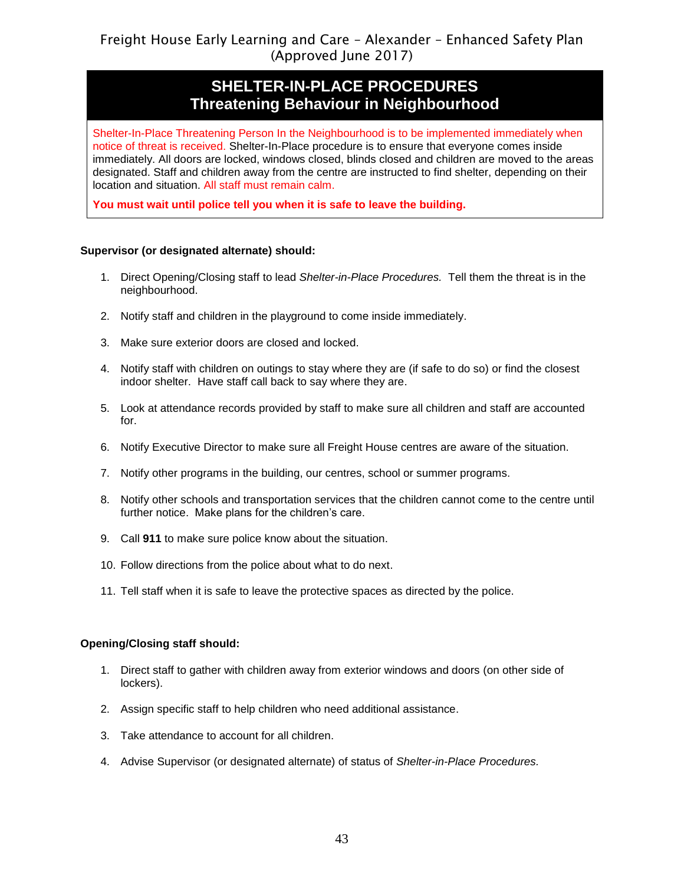## SHELTER-IN-PLACE PROCEDURES
## Threatening Behaviour in Neighbourhood

Shelter-In-Place Threatening Person In the Neighbourhood is to be implemented immediately when notice of threat is received. Shelter-In-Place procedure is to ensure that everyone comes inside immediately. All doors are locked, windows closed, blinds closed and children are moved to the areas designated. Staff and children away from the centre are instructed to find shelter, depending on their location and situation. All staff must remain calm.

**You must wait until police tell you when it is safe to leave the building.**

**Supervisor (or designated alternate) should:**

1. Direct Opening/Closing staff to lead *Shelter-in-Place Procedures.* Tell them the threat is in the neighbourhood.
2. Notify staff and children in the playground to come inside immediately.
3. Make sure exterior doors are closed and locked.
4. Notify staff with children on outings to stay where they are (if safe to do so) or find the closest indoor shelter. Have staff call back to say where they are.
5. Look at attendance records provided by staff to make sure all children and staff are accounted for.
6. Notify Executive Director to make sure all Freight House centres are aware of the situation.
7. Notify other programs in the building, our centres, school or summer programs.
8. Notify other schools and transportation services that the children cannot come to the centre until further notice. Make plans for the children's care.
9. Call **911** to make sure police know about the situation.
10. Follow directions from the police about what to do next.
11. Tell staff when it is safe to leave the protective spaces as directed by the police.

**Opening/Closing staff should:**

1. Direct staff to gather with children away from exterior windows and doors (on other side of lockers).
2. Assign specific staff to help children who need additional assistance.
3. Take attendance to account for all children.
4. Advise Supervisor (or designated alternate) of status of *Shelter-in-Place Procedures.*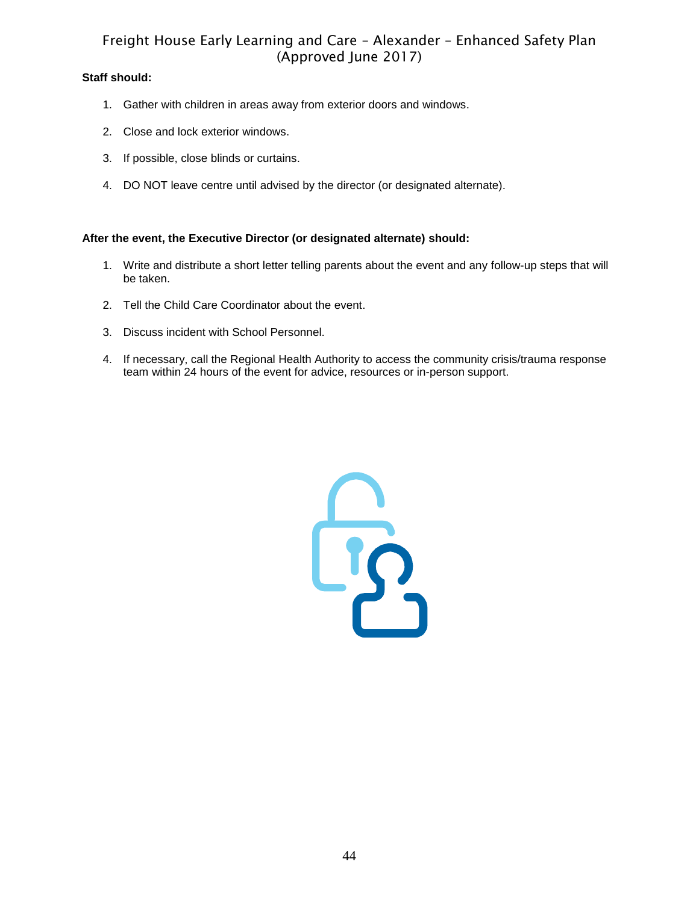**Staff should:**

1. Gather with children in areas away from exterior doors and windows.
2. Close and lock exterior windows.
3. If possible, close blinds or curtains.
4. DO NOT leave centre until advised by the director (or designated alternate).

**After the event, the Executive Director (or designated alternate) should:**

1. Write and distribute a short letter telling parents about the event and any follow-up steps that will be taken.
2. Tell the Child Care Coordinator about the event.
3. Discuss incident with School Personnel.
4. If necessary, call the Regional Health Authority to access the community crisis/trauma response team within 24 hours of the event for advice, resources or in-person support.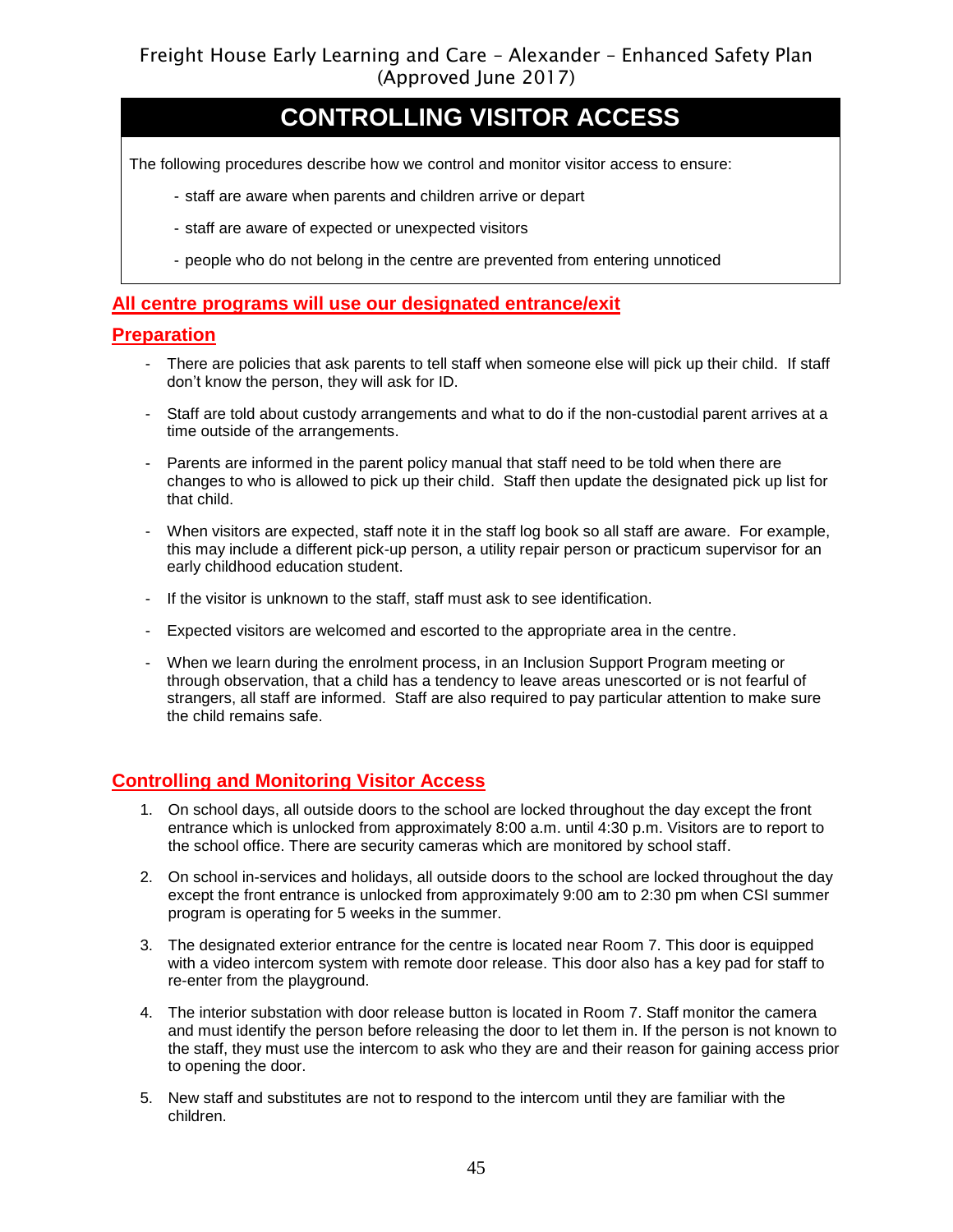# CONTROLLING VISITOR ACCESS

The following procedures describe how we control and monitor visitor access to ensure:

- staff are aware when parents and children arrive or depart
- staff are aware of expected or unexpected visitors
- people who do not belong in the centre are prevented from entering unnoticed

## All centre programs will use our designated entrance/exit

## Preparation

- There are policies that ask parents to tell staff when someone else will pick up their child. If staff don't know the person, they will ask for ID.
- Staff are told about custody arrangements and what to do if the non-custodial parent arrives at a time outside of the arrangements.
- Parents are informed in the parent policy manual that staff need to be told when there are changes to who is allowed to pick up their child. Staff then update the designated pick up list for that child.
- When visitors are expected, staff note it in the staff log book so all staff are aware. For example, this may include a different pick-up person, a utility repair person or practicum supervisor for an early childhood education student.
- If the visitor is unknown to the staff, staff must ask to see identification.
- Expected visitors are welcomed and escorted to the appropriate area in the centre.
- When we learn during the enrolment process, in an Inclusion Support Program meeting or through observation, that a child has a tendency to leave areas unescorted or is not fearful of strangers, all staff are informed. Staff are also required to pay particular attention to make sure the child remains safe.

## Controlling and Monitoring Visitor Access

1. On school days, all outside doors to the school are locked throughout the day except the front entrance which is unlocked from approximately 8:00 a.m. until 4:30 p.m. Visitors are to report to the school office. There are security cameras which are monitored by school staff.
2. On school in-services and holidays, all outside doors to the school are locked throughout the day except the front entrance is unlocked from approximately 9:00 am to 2:30 pm when CSI summer program is operating for 5 weeks in the summer.
3. The designated exterior entrance for the centre is located near Room 7. This door is equipped with a video intercom system with remote door release. This door also has a key pad for staff to re-enter from the playground.
4. The interior substation with door release button is located in Room 7. Staff monitor the camera and must identify the person before releasing the door to let them in. If the person is not known to the staff, they must use the intercom to ask who they are and their reason for gaining access prior to opening the door.
5. New staff and substitutes are not to respond to the intercom until they are familiar with the children.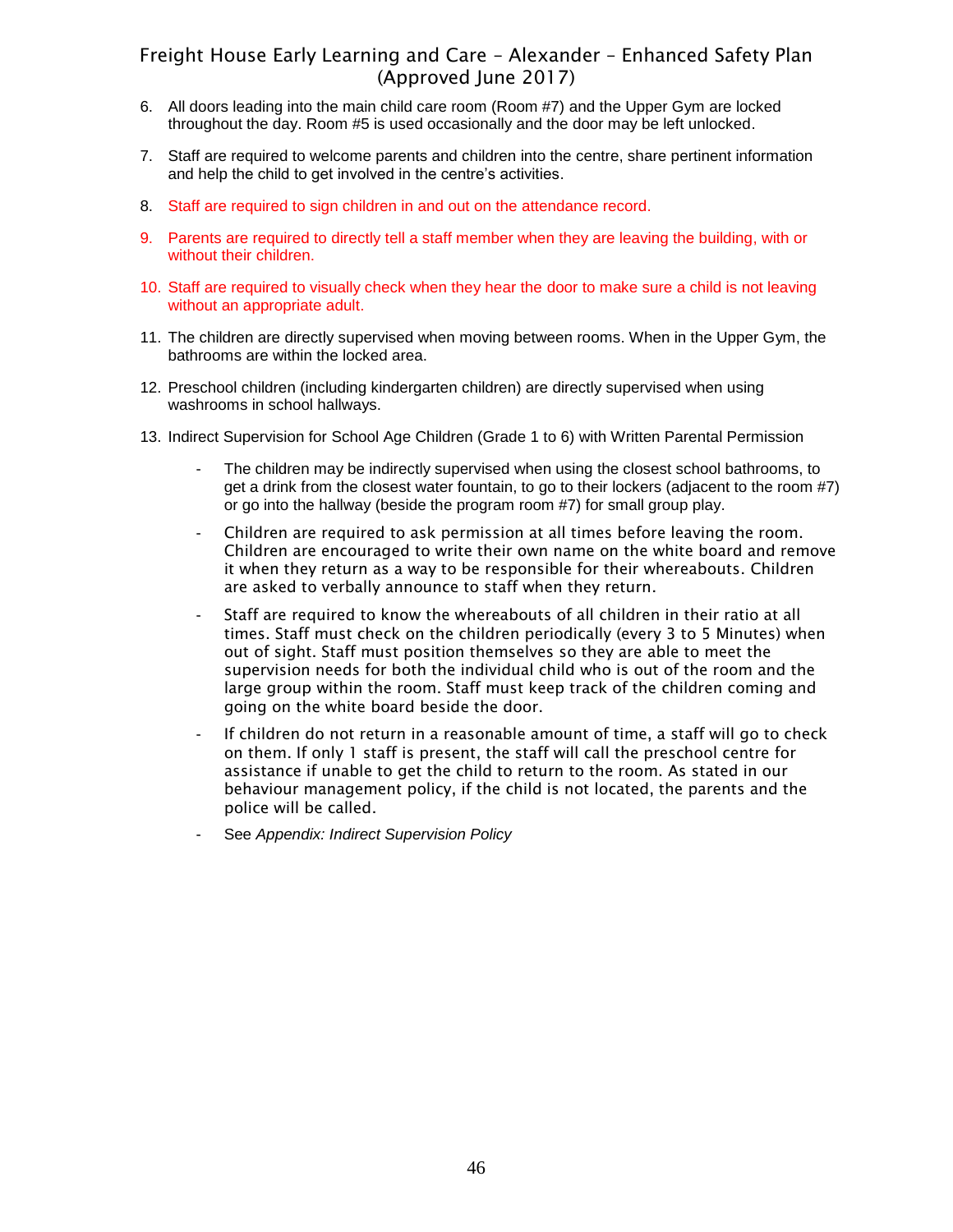6. All doors leading into the main child care room (Room #7) and the Upper Gym are locked throughout the day. Room #5 is used occasionally and the door may be left unlocked.

7. Staff are required to welcome parents and children into the centre, share pertinent information and help the child to get involved in the centre's activities.

8. Staff are required to sign children in and out on the attendance record.

9. Parents are required to directly tell a staff member when they are leaving the building, with or without their children.

10. Staff are required to visually check when they hear the door to make sure a child is not leaving without an appropriate adult.

11. The children are directly supervised when moving between rooms. When in the Upper Gym, the bathrooms are within the locked area.

12. Preschool children (including kindergarten children) are directly supervised when using washrooms in school hallways.

13. Indirect Supervision for School Age Children (Grade 1 to 6) with Written Parental Permission

    - The children may be indirectly supervised when using the closest school bathrooms, to get a drink from the closest water fountain, to go to their lockers (adjacent to the room #7) or go into the hallway (beside the program room #7) for small group play.
    - Children are required to ask permission at all times before leaving the room. Children are encouraged to write their own name on the white board and remove it when they return as a way to be responsible for their whereabouts. Children are asked to verbally announce to staff when they return.
    - Staff are required to know the whereabouts of all children in their ratio at all times. Staff must check on the children periodically (every 3 to 5 Minutes) when out of sight. Staff must position themselves so they are able to meet the supervision needs for both the individual child who is out of the room and the large group within the room. Staff must keep track of the children coming and going on the white board beside the door.
    - If children do not return in a reasonable amount of time, a staff will go to check on them. If only 1 staff is present, the staff will call the preschool centre for assistance if unable to get the child to return to the room. As stated in our behaviour management policy, if the child is not located, the parents and the police will be called.
    - See *Appendix: Indirect Supervision Policy*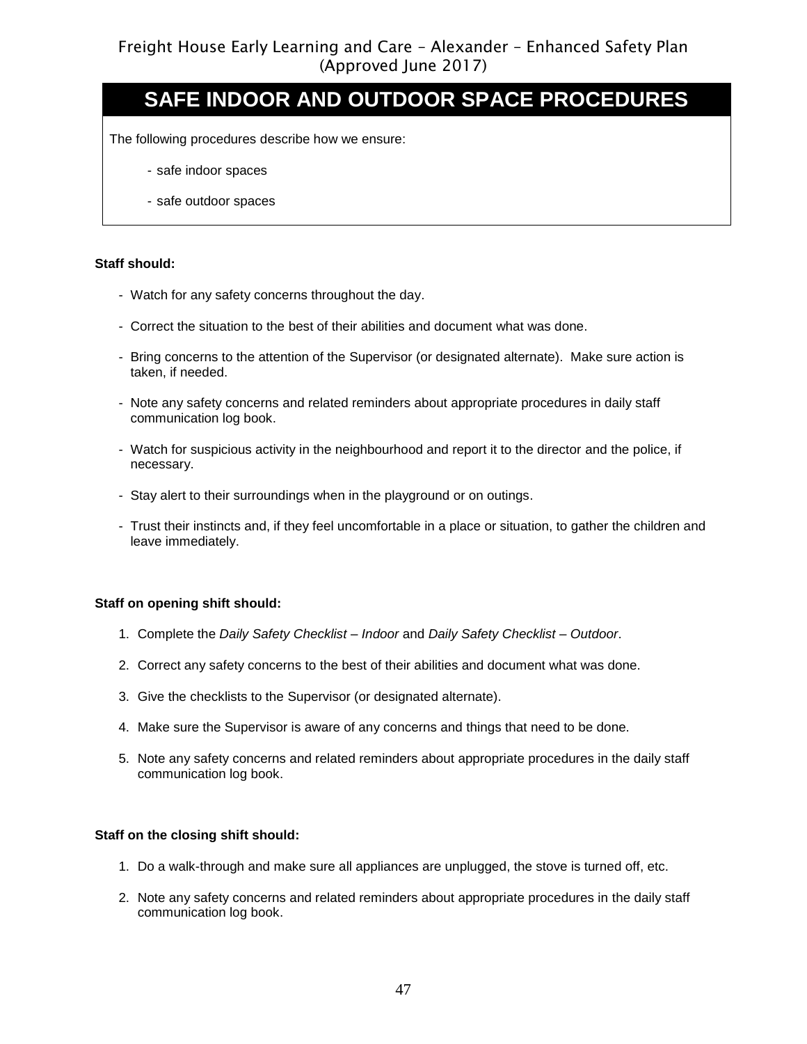# SAFE INDOOR AND OUTDOOR SPACE PROCEDURES

The following procedures describe how we ensure:

- safe indoor spaces
- safe outdoor spaces

**Staff should:**

- Watch for any safety concerns throughout the day.
- Correct the situation to the best of their abilities and document what was done.
- Bring concerns to the attention of the Supervisor (or designated alternate). Make sure action is taken, if needed.
- Note any safety concerns and related reminders about appropriate procedures in daily staff communication log book.
- Watch for suspicious activity in the neighbourhood and report it to the director and the police, if necessary.
- Stay alert to their surroundings when in the playground or on outings.
- Trust their instincts and, if they feel uncomfortable in a place or situation, to gather the children and leave immediately.

**Staff on opening shift should:**

1. Complete the *Daily Safety Checklist – Indoor* and *Daily Safety Checklist – Outdoor*.
2. Correct any safety concerns to the best of their abilities and document what was done.
3. Give the checklists to the Supervisor (or designated alternate).
4. Make sure the Supervisor is aware of any concerns and things that need to be done.
5. Note any safety concerns and related reminders about appropriate procedures in the daily staff communication log book.

**Staff on the closing shift should:**

1. Do a walk-through and make sure all appliances are unplugged, the stove is turned off, etc.
2. Note any safety concerns and related reminders about appropriate procedures in the daily staff communication log book.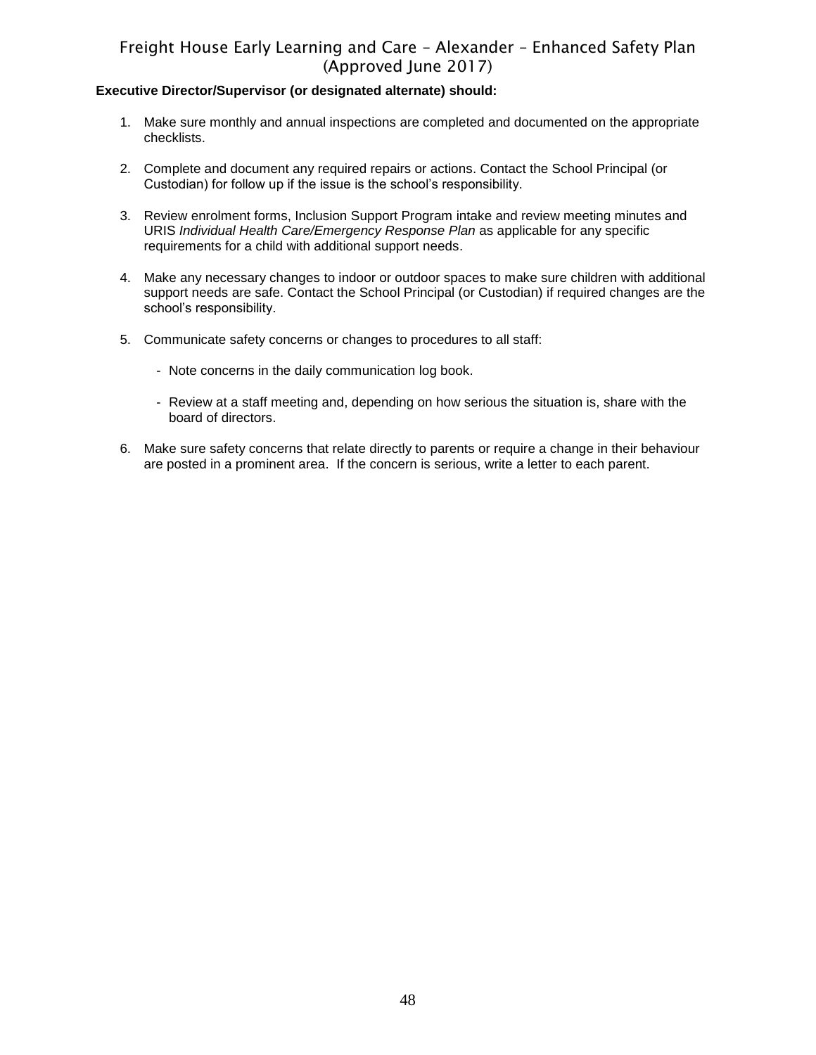**Executive Director/Supervisor (or designated alternate) should:**

1. Make sure monthly and annual inspections are completed and documented on the appropriate checklists.

2. Complete and document any required repairs or actions. Contact the School Principal (or Custodian) for follow up if the issue is the school's responsibility.

3. Review enrolment forms, Inclusion Support Program intake and review meeting minutes and URIS *Individual Health Care/Emergency Response Plan* as applicable for any specific requirements for a child with additional support needs.

4. Make any necessary changes to indoor or outdoor spaces to make sure children with additional support needs are safe. Contact the School Principal (or Custodian) if required changes are the school's responsibility.

5. Communicate safety concerns or changes to procedures to all staff:

   - Note concerns in the daily communication log book.

   - Review at a staff meeting and, depending on how serious the situation is, share with the board of directors.

6. Make sure safety concerns that relate directly to parents or require a change in their behaviour are posted in a prominent area. If the concern is serious, write a letter to each parent.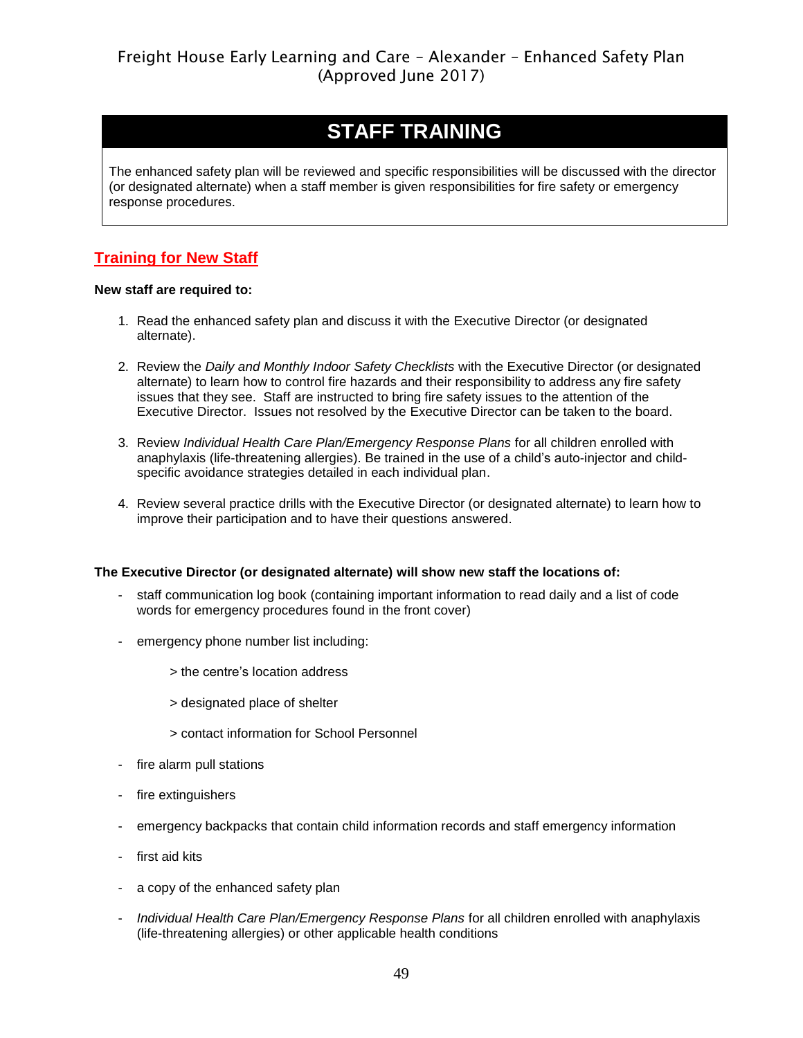# STAFF TRAINING

The enhanced safety plan will be reviewed and specific responsibilities will be discussed with the director (or designated alternate) when a staff member is given responsibilities for fire safety or emergency response procedures.

## Training for New Staff

**New staff are required to:**

1. Read the enhanced safety plan and discuss it with the Executive Director (or designated alternate).

2. Review the *Daily and Monthly Indoor Safety Checklists* with the Executive Director (or designated alternate) to learn how to control fire hazards and their responsibility to address any fire safety issues that they see. Staff are instructed to bring fire safety issues to the attention of the Executive Director. Issues not resolved by the Executive Director can be taken to the board.

3. Review *Individual Health Care Plan/Emergency Response Plans* for all children enrolled with anaphylaxis (life-threatening allergies). Be trained in the use of a child's auto-injector and child-specific avoidance strategies detailed in each individual plan.

4. Review several practice drills with the Executive Director (or designated alternate) to learn how to improve their participation and to have their questions answered.

**The Executive Director (or designated alternate) will show new staff the locations of:**

- staff communication log book (containing important information to read daily and a list of code words for emergency procedures found in the front cover)
- emergency phone number list including:
  - > the centre's location address
  - > designated place of shelter
  - > contact information for School Personnel
- fire alarm pull stations
- fire extinguishers
- emergency backpacks that contain child information records and staff emergency information
- first aid kits
- a copy of the enhanced safety plan
- *Individual Health Care Plan/Emergency Response Plans* for all children enrolled with anaphylaxis (life-threatening allergies) or other applicable health conditions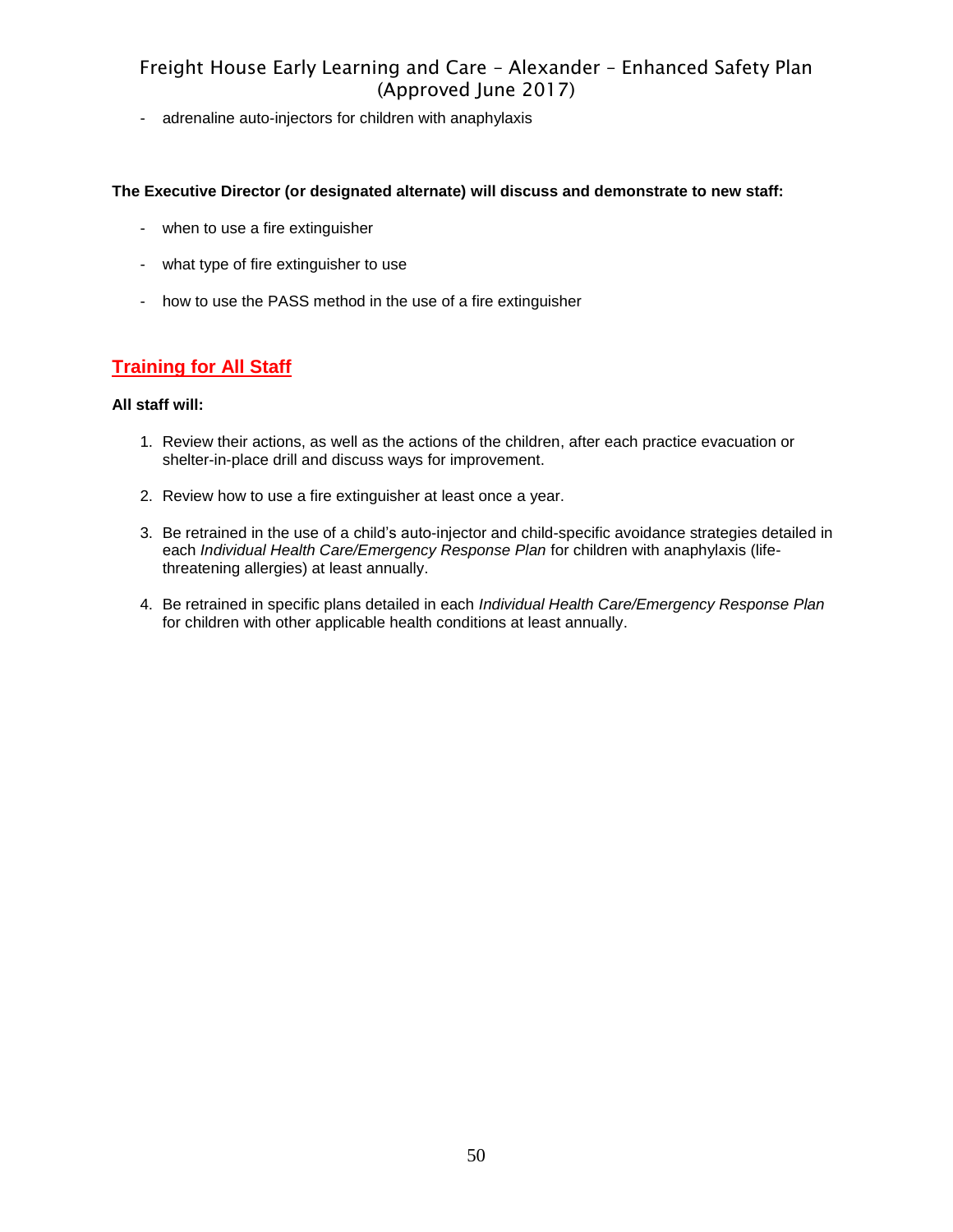- adrenaline auto-injectors for children with anaphylaxis

**The Executive Director (or designated alternate) will discuss and demonstrate to new staff:**

- when to use a fire extinguisher
- what type of fire extinguisher to use
- how to use the PASS method in the use of a fire extinguisher

## Training for All Staff

**All staff will:**

1. Review their actions, as well as the actions of the children, after each practice evacuation or shelter-in-place drill and discuss ways for improvement.
2. Review how to use a fire extinguisher at least once a year.
3. Be retrained in the use of a child's auto-injector and child-specific avoidance strategies detailed in each *Individual Health Care/Emergency Response Plan* for children with anaphylaxis (life-threatening allergies) at least annually.
4. Be retrained in specific plans detailed in each *Individual Health Care/Emergency Response Plan* for children with other applicable health conditions at least annually.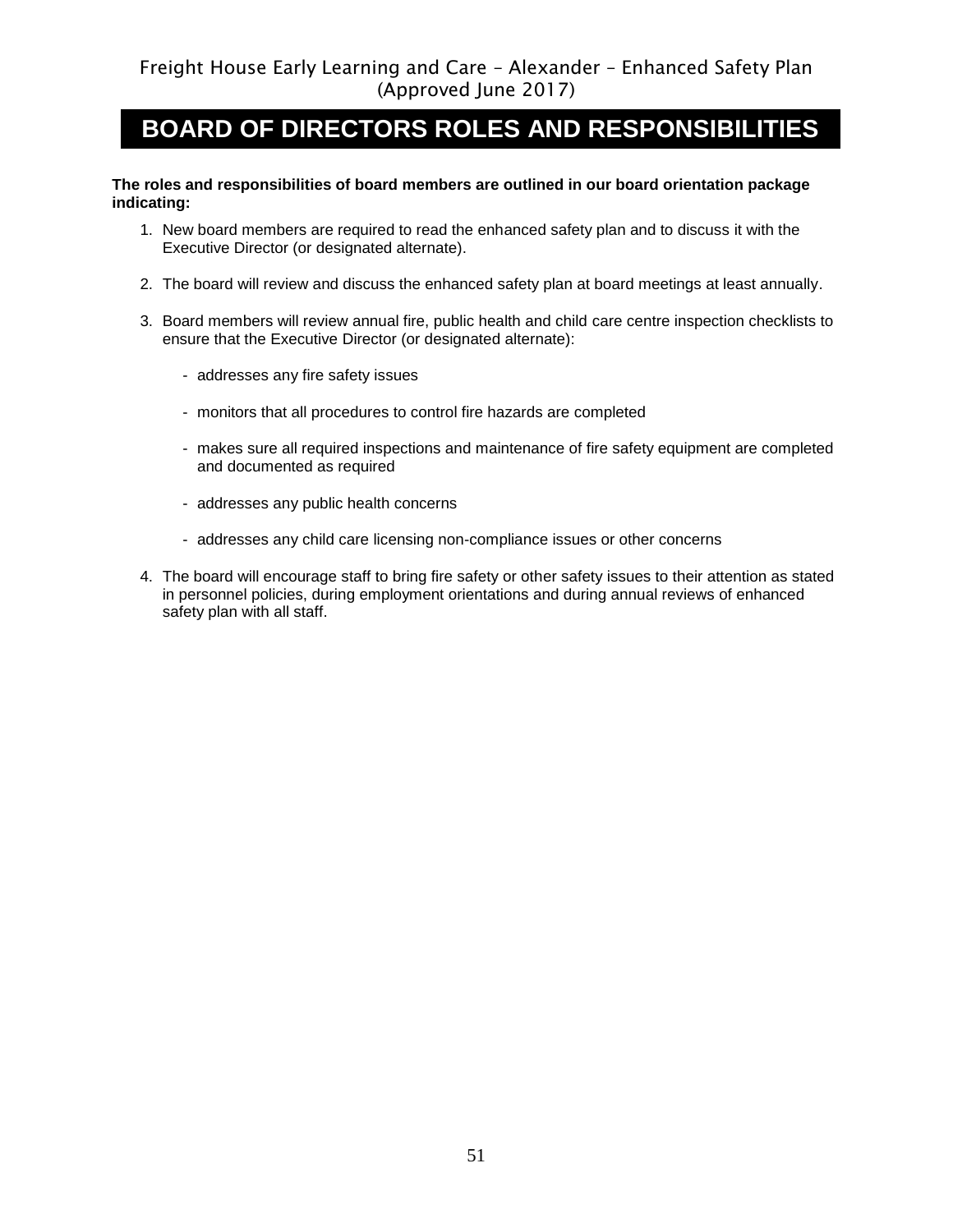# BOARD OF DIRECTORS ROLES AND RESPONSIBILITIES

**The roles and responsibilities of board members are outlined in our board orientation package indicating:**

1. New board members are required to read the enhanced safety plan and to discuss it with the Executive Director (or designated alternate).

2. The board will review and discuss the enhanced safety plan at board meetings at least annually.

3. Board members will review annual fire, public health and child care centre inspection checklists to ensure that the Executive Director (or designated alternate):

   - addresses any fire safety issues

   - monitors that all procedures to control fire hazards are completed

   - makes sure all required inspections and maintenance of fire safety equipment are completed and documented as required

   - addresses any public health concerns

   - addresses any child care licensing non-compliance issues or other concerns

4. The board will encourage staff to bring fire safety or other safety issues to their attention as stated in personnel policies, during employment orientations and during annual reviews of enhanced safety plan with all staff.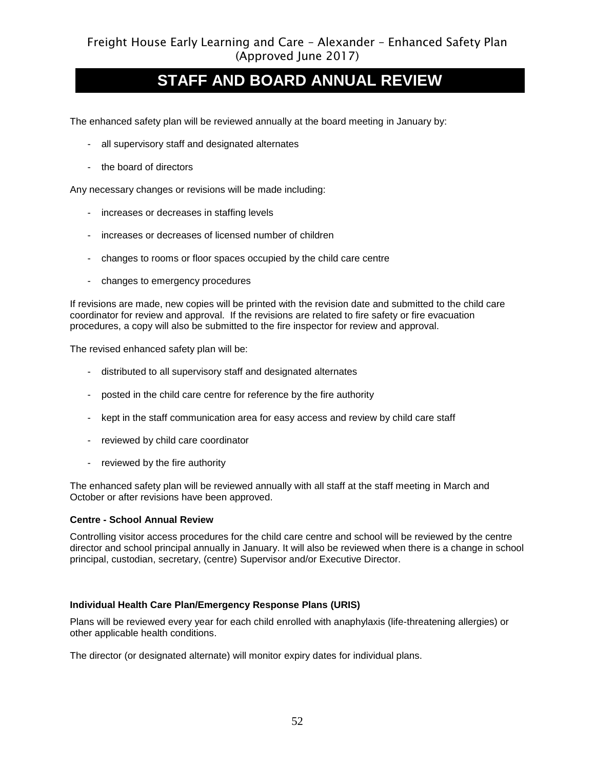# STAFF AND BOARD ANNUAL REVIEW

The enhanced safety plan will be reviewed annually at the board meeting in January by:

- all supervisory staff and designated alternates
- the board of directors

Any necessary changes or revisions will be made including:

- increases or decreases in staffing levels
- increases or decreases of licensed number of children
- changes to rooms or floor spaces occupied by the child care centre
- changes to emergency procedures

If revisions are made, new copies will be printed with the revision date and submitted to the child care coordinator for review and approval. If the revisions are related to fire safety or fire evacuation procedures, a copy will also be submitted to the fire inspector for review and approval.

The revised enhanced safety plan will be:

- distributed to all supervisory staff and designated alternates
- posted in the child care centre for reference by the fire authority
- kept in the staff communication area for easy access and review by child care staff
- reviewed by child care coordinator
- reviewed by the fire authority

The enhanced safety plan will be reviewed annually with all staff at the staff meeting in March and October or after revisions have been approved.

**Centre - School Annual Review**

Controlling visitor access procedures for the child care centre and school will be reviewed by the centre director and school principal annually in January. It will also be reviewed when there is a change in school principal, custodian, secretary, (centre) Supervisor and/or Executive Director.

**Individual Health Care Plan/Emergency Response Plans (URIS)**

Plans will be reviewed every year for each child enrolled with anaphylaxis (life-threatening allergies) or other applicable health conditions.

The director (or designated alternate) will monitor expiry dates for individual plans.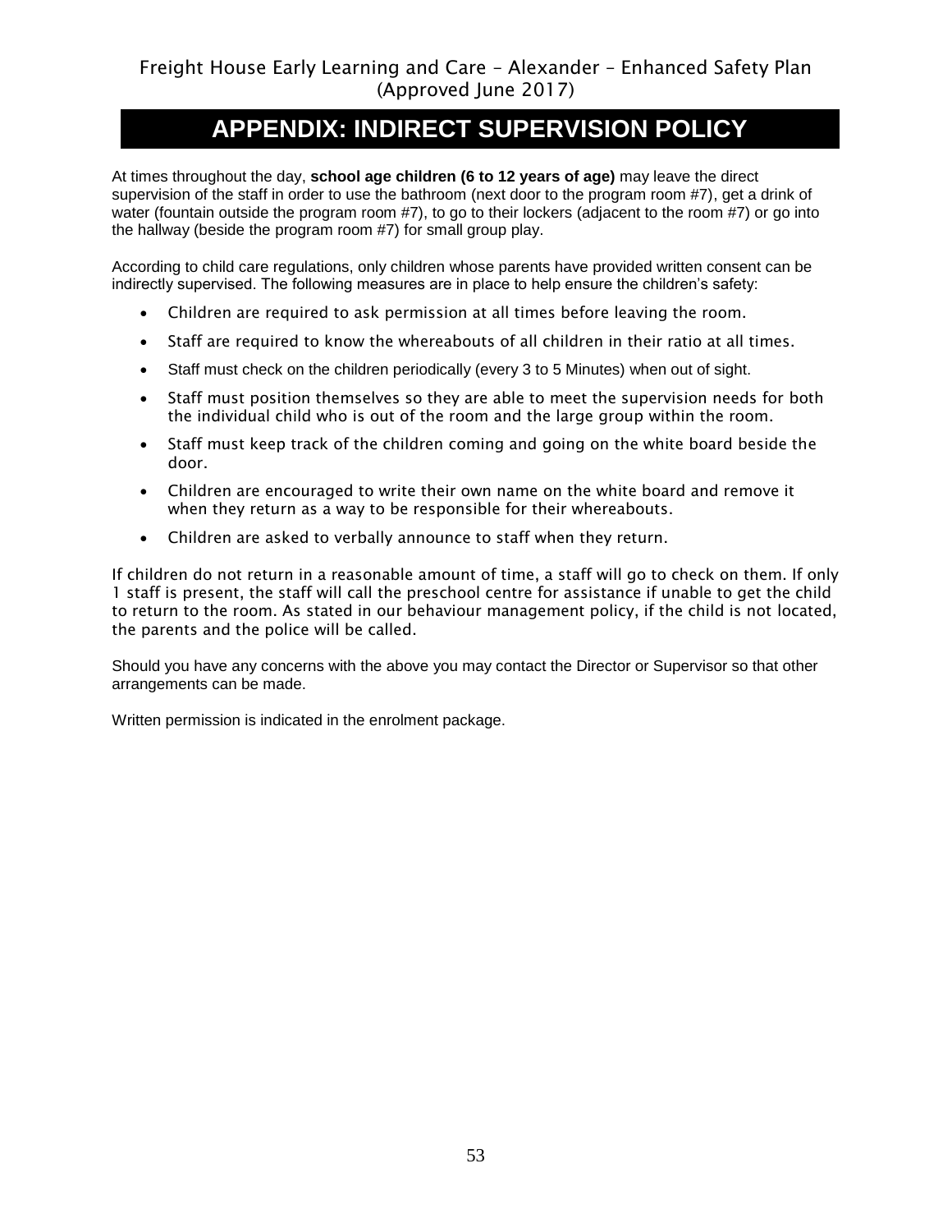# APPENDIX: INDIRECT SUPERVISION POLICY

At times throughout the day, **school age children (6 to 12 years of age)** may leave the direct supervision of the staff in order to use the bathroom (next door to the program room #7), get a drink of water (fountain outside the program room #7), to go to their lockers (adjacent to the room #7) or go into the hallway (beside the program room #7) for small group play.

According to child care regulations, only children whose parents have provided written consent can be indirectly supervised. The following measures are in place to help ensure the children's safety:

- Children are required to ask permission at all times before leaving the room.
- Staff are required to know the whereabouts of all children in their ratio at all times.
- Staff must check on the children periodically (every 3 to 5 Minutes) when out of sight.
- Staff must position themselves so they are able to meet the supervision needs for both the individual child who is out of the room and the large group within the room.
- Staff must keep track of the children coming and going on the white board beside the door.
- Children are encouraged to write their own name on the white board and remove it when they return as a way to be responsible for their whereabouts.
- Children are asked to verbally announce to staff when they return.

If children do not return in a reasonable amount of time, a staff will go to check on them. If only 1 staff is present, the staff will call the preschool centre for assistance if unable to get the child to return to the room. As stated in our behaviour management policy, if the child is not located, the parents and the police will be called.

Should you have any concerns with the above you may contact the Director or Supervisor so that other arrangements can be made.

Written permission is indicated in the enrolment package.